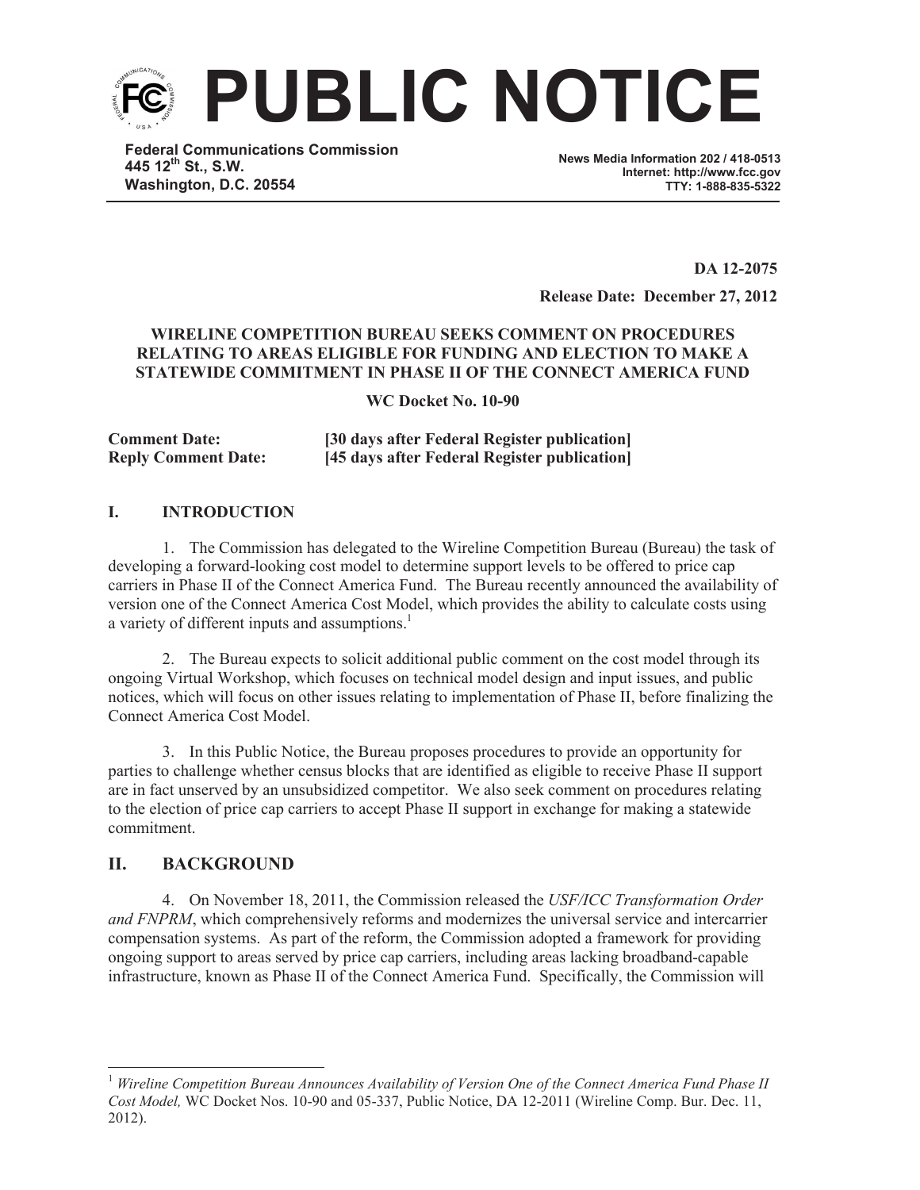# PUBLIC NOTICE

**Federal Communications Commission**
**445 12th St., S.W.**
**Washington, D.C. 20554**

**News Media Information 202 / 418-0513**
**Internet: http://www.fcc.gov**
**TTY: 1-888-835-5322**

**DA 12-2075**

**Release Date: December 27, 2012**

**WIRELINE COMPETITION BUREAU SEEKS COMMENT ON PROCEDURES RELATING TO AREAS ELIGIBLE FOR FUNDING AND ELECTION TO MAKE A STATEWIDE COMMITMENT IN PHASE II OF THE CONNECT AMERICA FUND**

**WC Docket No. 10-90**

| | |
|---|---|
| **Comment Date:** | **[30 days after Federal Register publication]** |
| **Reply Comment Date:** | **[45 days after Federal Register publication]** |

## I. INTRODUCTION

1. The Commission has delegated to the Wireline Competition Bureau (Bureau) the task of developing a forward-looking cost model to determine support levels to be offered to price cap carriers in Phase II of the Connect America Fund. The Bureau recently announced the availability of version one of the Connect America Cost Model, which provides the ability to calculate costs using a variety of different inputs and assumptions.[1]

2. The Bureau expects to solicit additional public comment on the cost model through its ongoing Virtual Workshop, which focuses on technical model design and input issues, and public notices, which will focus on other issues relating to implementation of Phase II, before finalizing the Connect America Cost Model.

3. In this Public Notice, the Bureau proposes procedures to provide an opportunity for parties to challenge whether census blocks that are identified as eligible to receive Phase II support are in fact unserved by an unsubsidized competitor. We also seek comment on procedures relating to the election of price cap carriers to accept Phase II support in exchange for making a statewide commitment.

## II. BACKGROUND

4. On November 18, 2011, the Commission released the *USF/ICC Transformation Order and FNPRM*, which comprehensively reforms and modernizes the universal service and intercarrier compensation systems. As part of the reform, the Commission adopted a framework for providing ongoing support to areas served by price cap carriers, including areas lacking broadband-capable infrastructure, known as Phase II of the Connect America Fund. Specifically, the Commission will

---

[1] *Wireline Competition Bureau Announces Availability of Version One of the Connect America Fund Phase II Cost Model,* WC Docket Nos. 10-90 and 05-337, Public Notice, DA 12-2011 (Wireline Comp. Bur. Dec. 11, 2012).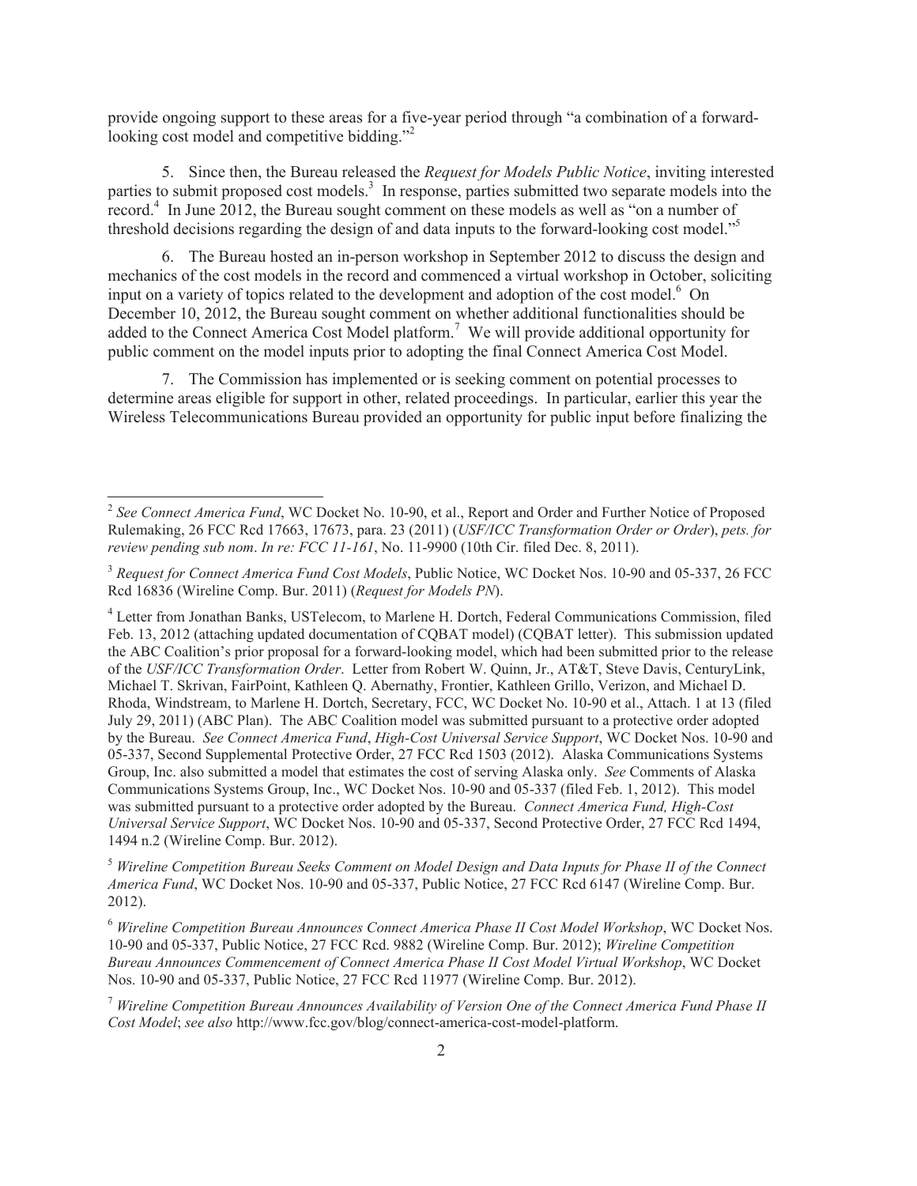provide ongoing support to these areas for a five-year period through "a combination of a forward-looking cost model and competitive bidding."[2]

5. Since then, the Bureau released the *Request for Models Public Notice*, inviting interested parties to submit proposed cost models.[3] In response, parties submitted two separate models into the record.[4] In June 2012, the Bureau sought comment on these models as well as "on a number of threshold decisions regarding the design of and data inputs to the forward-looking cost model."[5]

6. The Bureau hosted an in-person workshop in September 2012 to discuss the design and mechanics of the cost models in the record and commenced a virtual workshop in October, soliciting input on a variety of topics related to the development and adoption of the cost model.[6] On December 10, 2012, the Bureau sought comment on whether additional functionalities should be added to the Connect America Cost Model platform.[7] We will provide additional opportunity for public comment on the model inputs prior to adopting the final Connect America Cost Model.

7. The Commission has implemented or is seeking comment on potential processes to determine areas eligible for support in other, related proceedings. In particular, earlier this year the Wireless Telecommunications Bureau provided an opportunity for public input before finalizing the

---

[2] *See Connect America Fund*, WC Docket No. 10-90, et al., Report and Order and Further Notice of Proposed Rulemaking, 26 FCC Rcd 17663, 17673, para. 23 (2011) (*USF/ICC Transformation Order or Order*), *pets. for review pending sub nom*. *In re: FCC 11-161*, No. 11-9900 (10th Cir. filed Dec. 8, 2011).

[3] *Request for Connect America Fund Cost Models*, Public Notice, WC Docket Nos. 10-90 and 05-337, 26 FCC Rcd 16836 (Wireline Comp. Bur. 2011) (*Request for Models PN*).

[4] Letter from Jonathan Banks, USTelecom, to Marlene H. Dortch, Federal Communications Commission, filed Feb. 13, 2012 (attaching updated documentation of CQBAT model) (CQBAT letter). This submission updated the ABC Coalition's prior proposal for a forward-looking model, which had been submitted prior to the release of the *USF/ICC Transformation Order*. Letter from Robert W. Quinn, Jr., AT&T, Steve Davis, CenturyLink, Michael T. Skrivan, FairPoint, Kathleen Q. Abernathy, Frontier, Kathleen Grillo, Verizon, and Michael D. Rhoda, Windstream, to Marlene H. Dortch, Secretary, FCC, WC Docket No. 10-90 et al., Attach. 1 at 13 (filed July 29, 2011) (ABC Plan). The ABC Coalition model was submitted pursuant to a protective order adopted by the Bureau. *See Connect America Fund*, *High-Cost Universal Service Support*, WC Docket Nos. 10-90 and 05-337, Second Supplemental Protective Order, 27 FCC Rcd 1503 (2012). Alaska Communications Systems Group, Inc. also submitted a model that estimates the cost of serving Alaska only. *See* Comments of Alaska Communications Systems Group, Inc., WC Docket Nos. 10-90 and 05-337 (filed Feb. 1, 2012). This model was submitted pursuant to a protective order adopted by the Bureau. *Connect America Fund, High-Cost Universal Service Support*, WC Docket Nos. 10-90 and 05-337, Second Protective Order, 27 FCC Rcd 1494, 1494 n.2 (Wireline Comp. Bur. 2012).

[5] *Wireline Competition Bureau Seeks Comment on Model Design and Data Inputs for Phase II of the Connect America Fund*, WC Docket Nos. 10-90 and 05-337, Public Notice, 27 FCC Rcd 6147 (Wireline Comp. Bur. 2012).

[6] *Wireline Competition Bureau Announces Connect America Phase II Cost Model Workshop*, WC Docket Nos. 10-90 and 05-337, Public Notice, 27 FCC Rcd. 9882 (Wireline Comp. Bur. 2012); *Wireline Competition Bureau Announces Commencement of Connect America Phase II Cost Model Virtual Workshop*, WC Docket Nos. 10-90 and 05-337, Public Notice, 27 FCC Rcd 11977 (Wireline Comp. Bur. 2012).

[7] *Wireline Competition Bureau Announces Availability of Version One of the Connect America Fund Phase II Cost Model*; *see also* http://www.fcc.gov/blog/connect-america-cost-model-platform.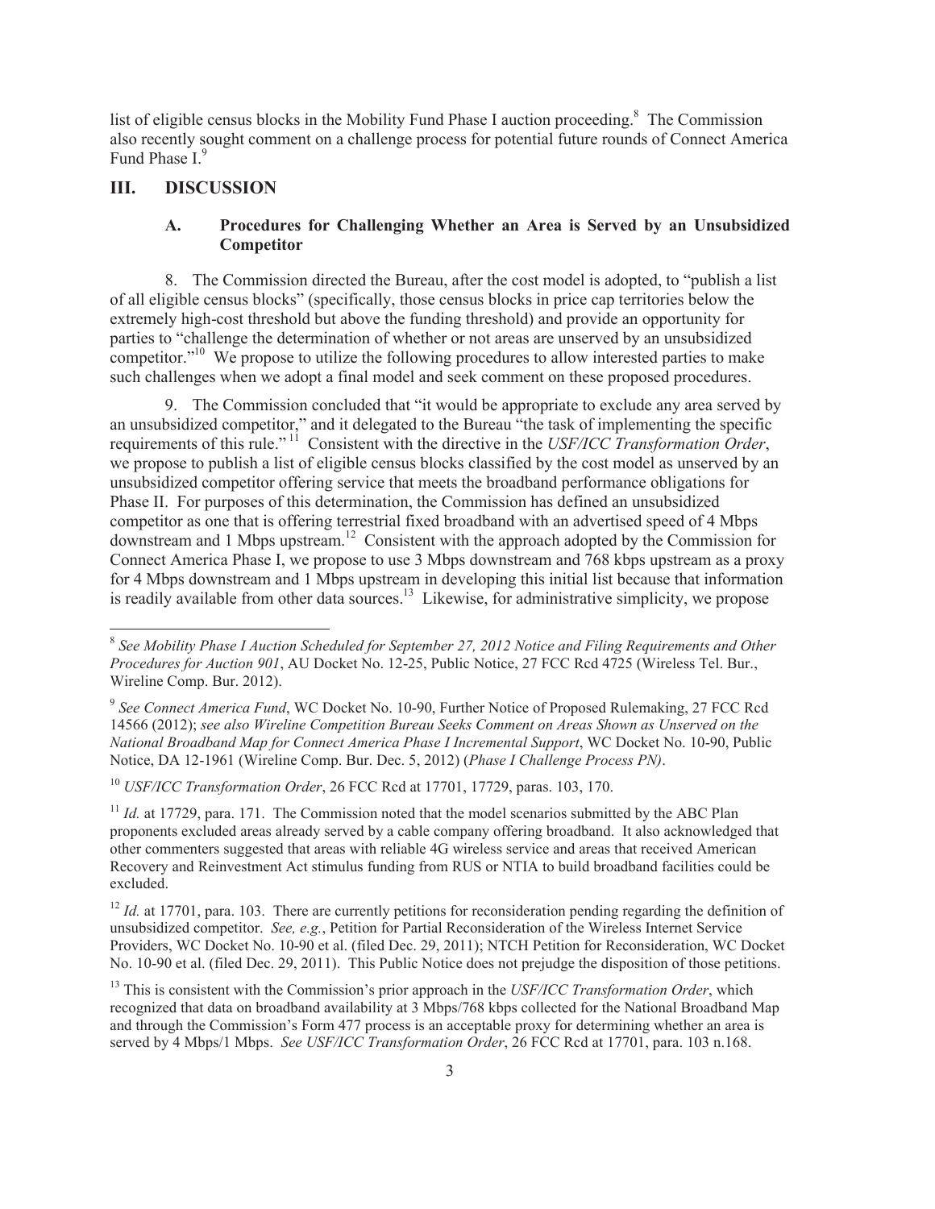list of eligible census blocks in the Mobility Fund Phase I auction proceeding.[8] The Commission also recently sought comment on a challenge process for potential future rounds of Connect America Fund Phase I.[9]

## III. DISCUSSION

### A. Procedures for Challenging Whether an Area is Served by an Unsubsidized Competitor

8. The Commission directed the Bureau, after the cost model is adopted, to "publish a list of all eligible census blocks" (specifically, those census blocks in price cap territories below the extremely high-cost threshold but above the funding threshold) and provide an opportunity for parties to "challenge the determination of whether or not areas are unserved by an unsubsidized competitor."[10] We propose to utilize the following procedures to allow interested parties to make such challenges when we adopt a final model and seek comment on these proposed procedures.

9. The Commission concluded that "it would be appropriate to exclude any area served by an unsubsidized competitor," and it delegated to the Bureau "the task of implementing the specific requirements of this rule."[11] Consistent with the directive in the *USF/ICC Transformation Order*, we propose to publish a list of eligible census blocks classified by the cost model as unserved by an unsubsidized competitor offering service that meets the broadband performance obligations for Phase II. For purposes of this determination, the Commission has defined an unsubsidized competitor as one that is offering terrestrial fixed broadband with an advertised speed of 4 Mbps downstream and 1 Mbps upstream.[12] Consistent with the approach adopted by the Commission for Connect America Phase I, we propose to use 3 Mbps downstream and 768 kbps upstream as a proxy for 4 Mbps downstream and 1 Mbps upstream in developing this initial list because that information is readily available from other data sources.[13] Likewise, for administrative simplicity, we propose

---

[8] *See Mobility Phase I Auction Scheduled for September 27, 2012 Notice and Filing Requirements and Other Procedures for Auction 901*, AU Docket No. 12-25, Public Notice, 27 FCC Rcd 4725 (Wireless Tel. Bur., Wireline Comp. Bur. 2012).

[9] *See Connect America Fund*, WC Docket No. 10-90, Further Notice of Proposed Rulemaking, 27 FCC Rcd 14566 (2012); *see also Wireline Competition Bureau Seeks Comment on Areas Shown as Unserved on the National Broadband Map for Connect America Phase I Incremental Support*, WC Docket No. 10-90, Public Notice, DA 12-1961 (Wireline Comp. Bur. Dec. 5, 2012) (*Phase I Challenge Process PN)*.

[10] *USF/ICC Transformation Order*, 26 FCC Rcd at 17701, 17729, paras. 103, 170.

[11] *Id.* at 17729, para. 171. The Commission noted that the model scenarios submitted by the ABC Plan proponents excluded areas already served by a cable company offering broadband. It also acknowledged that other commenters suggested that areas with reliable 4G wireless service and areas that received American Recovery and Reinvestment Act stimulus funding from RUS or NTIA to build broadband facilities could be excluded.

[12] *Id.* at 17701, para. 103. There are currently petitions for reconsideration pending regarding the definition of unsubsidized competitor. *See, e.g.*, Petition for Partial Reconsideration of the Wireless Internet Service Providers, WC Docket No. 10-90 et al. (filed Dec. 29, 2011); NTCH Petition for Reconsideration, WC Docket No. 10-90 et al. (filed Dec. 29, 2011). This Public Notice does not prejudge the disposition of those petitions.

[13] This is consistent with the Commission's prior approach in the *USF/ICC Transformation Order*, which recognized that data on broadband availability at 3 Mbps/768 kbps collected for the National Broadband Map and through the Commission's Form 477 process is an acceptable proxy for determining whether an area is served by 4 Mbps/1 Mbps. *See USF/ICC Transformation Order*, 26 FCC Rcd at 17701, para. 103 n.168.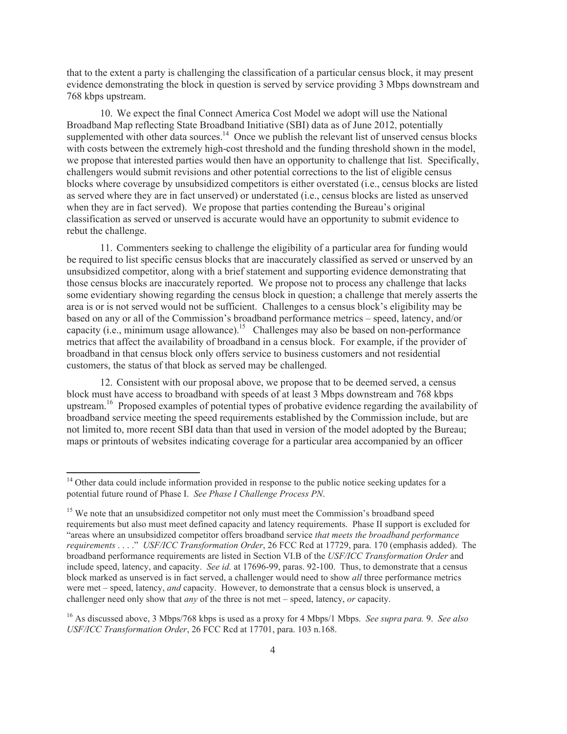that to the extent a party is challenging the classification of a particular census block, it may present evidence demonstrating the block in question is served by service providing 3 Mbps downstream and 768 kbps upstream.

10. We expect the final Connect America Cost Model we adopt will use the National Broadband Map reflecting State Broadband Initiative (SBI) data as of June 2012, potentially supplemented with other data sources.[14] Once we publish the relevant list of unserved census blocks with costs between the extremely high-cost threshold and the funding threshold shown in the model, we propose that interested parties would then have an opportunity to challenge that list. Specifically, challengers would submit revisions and other potential corrections to the list of eligible census blocks where coverage by unsubsidized competitors is either overstated (i.e., census blocks are listed as served where they are in fact unserved) or understated (i.e., census blocks are listed as unserved when they are in fact served). We propose that parties contending the Bureau's original classification as served or unserved is accurate would have an opportunity to submit evidence to rebut the challenge.

11. Commenters seeking to challenge the eligibility of a particular area for funding would be required to list specific census blocks that are inaccurately classified as served or unserved by an unsubsidized competitor, along with a brief statement and supporting evidence demonstrating that those census blocks are inaccurately reported. We propose not to process any challenge that lacks some evidentiary showing regarding the census block in question; a challenge that merely asserts the area is or is not served would not be sufficient. Challenges to a census block's eligibility may be based on any or all of the Commission's broadband performance metrics – speed, latency, and/or capacity (i.e., minimum usage allowance).[15] Challenges may also be based on non-performance metrics that affect the availability of broadband in a census block. For example, if the provider of broadband in that census block only offers service to business customers and not residential customers, the status of that block as served may be challenged.

12. Consistent with our proposal above, we propose that to be deemed served, a census block must have access to broadband with speeds of at least 3 Mbps downstream and 768 kbps upstream.[16] Proposed examples of potential types of probative evidence regarding the availability of broadband service meeting the speed requirements established by the Commission include, but are not limited to, more recent SBI data than that used in version of the model adopted by the Bureau; maps or printouts of websites indicating coverage for a particular area accompanied by an officer

---

[14] Other data could include information provided in response to the public notice seeking updates for a potential future round of Phase I. *See Phase I Challenge Process PN*.

[15] We note that an unsubsidized competitor not only must meet the Commission's broadband speed requirements but also must meet defined capacity and latency requirements. Phase II support is excluded for "areas where an unsubsidized competitor offers broadband service *that meets the broadband performance requirements* . . . ." *USF/ICC Transformation Order*, 26 FCC Rcd at 17729, para. 170 (emphasis added). The broadband performance requirements are listed in Section VI.B of the *USF/ICC Transformation Order* and include speed, latency, and capacity. *See id.* at 17696-99, paras. 92-100. Thus, to demonstrate that a census block marked as unserved is in fact served, a challenger would need to show *all* three performance metrics were met – speed, latency, *and* capacity. However, to demonstrate that a census block is unserved, a challenger need only show that *any* of the three is not met – speed, latency, *or* capacity.

[16] As discussed above, 3 Mbps/768 kbps is used as a proxy for 4 Mbps/1 Mbps. *See supra para.* 9. *See also USF/ICC Transformation Order*, 26 FCC Rcd at 17701, para. 103 n.168.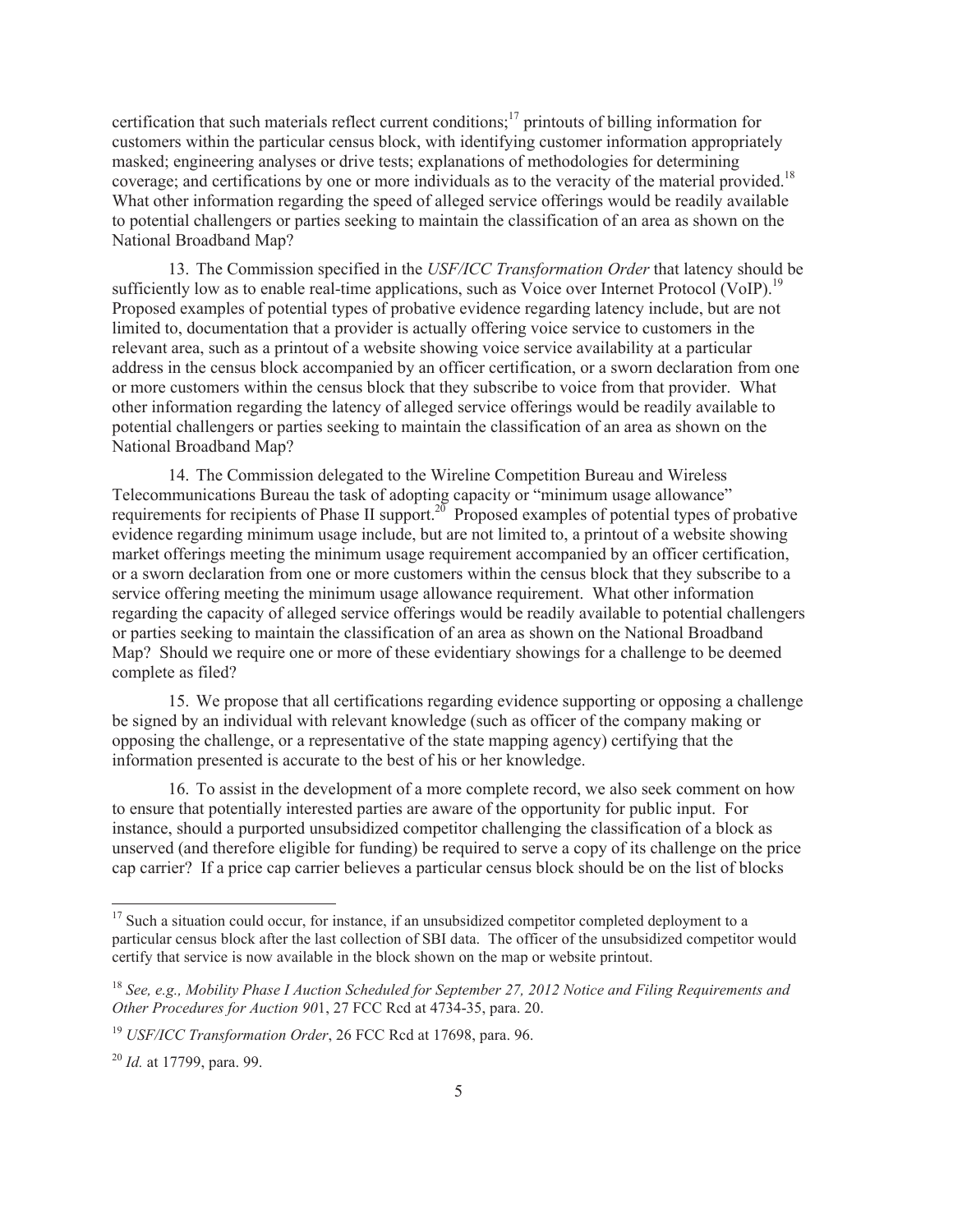certification that such materials reflect current conditions;[17] printouts of billing information for customers within the particular census block, with identifying customer information appropriately masked; engineering analyses or drive tests; explanations of methodologies for determining coverage; and certifications by one or more individuals as to the veracity of the material provided.[18] What other information regarding the speed of alleged service offerings would be readily available to potential challengers or parties seeking to maintain the classification of an area as shown on the National Broadband Map?

13. The Commission specified in the *USF/ICC Transformation Order* that latency should be sufficiently low as to enable real-time applications, such as Voice over Internet Protocol (VoIP).[19] Proposed examples of potential types of probative evidence regarding latency include, but are not limited to, documentation that a provider is actually offering voice service to customers in the relevant area, such as a printout of a website showing voice service availability at a particular address in the census block accompanied by an officer certification, or a sworn declaration from one or more customers within the census block that they subscribe to voice from that provider. What other information regarding the latency of alleged service offerings would be readily available to potential challengers or parties seeking to maintain the classification of an area as shown on the National Broadband Map?

14. The Commission delegated to the Wireline Competition Bureau and Wireless Telecommunications Bureau the task of adopting capacity or "minimum usage allowance" requirements for recipients of Phase II support.[20] Proposed examples of potential types of probative evidence regarding minimum usage include, but are not limited to, a printout of a website showing market offerings meeting the minimum usage requirement accompanied by an officer certification, or a sworn declaration from one or more customers within the census block that they subscribe to a service offering meeting the minimum usage allowance requirement. What other information regarding the capacity of alleged service offerings would be readily available to potential challengers or parties seeking to maintain the classification of an area as shown on the National Broadband Map? Should we require one or more of these evidentiary showings for a challenge to be deemed complete as filed?

15. We propose that all certifications regarding evidence supporting or opposing a challenge be signed by an individual with relevant knowledge (such as officer of the company making or opposing the challenge, or a representative of the state mapping agency) certifying that the information presented is accurate to the best of his or her knowledge.

16. To assist in the development of a more complete record, we also seek comment on how to ensure that potentially interested parties are aware of the opportunity for public input. For instance, should a purported unsubsidized competitor challenging the classification of a block as unserved (and therefore eligible for funding) be required to serve a copy of its challenge on the price cap carrier? If a price cap carrier believes a particular census block should be on the list of blocks

---

[17] Such a situation could occur, for instance, if an unsubsidized competitor completed deployment to a particular census block after the last collection of SBI data. The officer of the unsubsidized competitor would certify that service is now available in the block shown on the map or website printout.

[18] *See, e.g., Mobility Phase I Auction Scheduled for September 27, 2012 Notice and Filing Requirements and Other Procedures for Auction 90*1, 27 FCC Rcd at 4734-35, para. 20.

[19] *USF/ICC Transformation Order*, 26 FCC Rcd at 17698, para. 96.

[20] *Id.* at 17799, para. 99.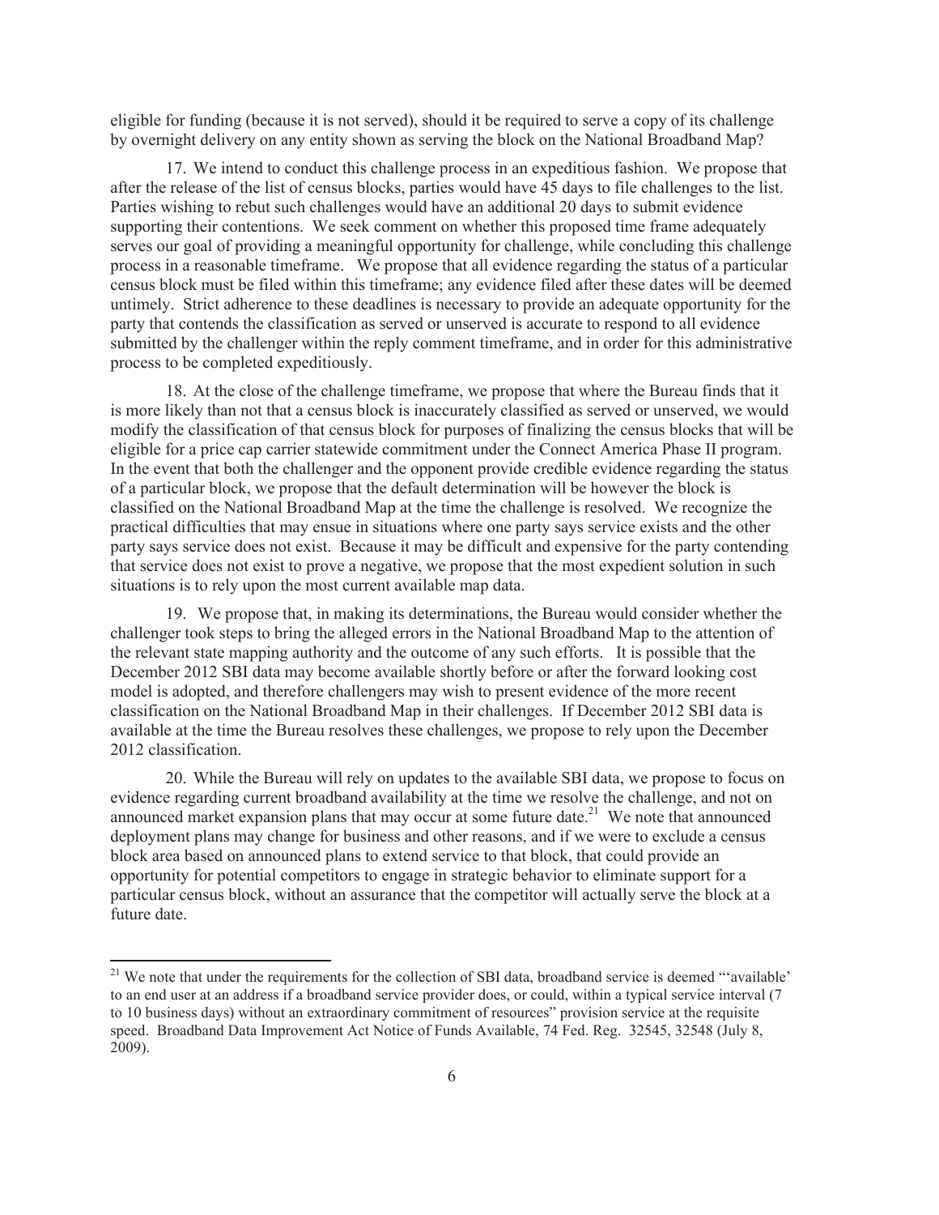eligible for funding (because it is not served), should it be required to serve a copy of its challenge by overnight delivery on any entity shown as serving the block on the National Broadband Map?

17. We intend to conduct this challenge process in an expeditious fashion. We propose that after the release of the list of census blocks, parties would have 45 days to file challenges to the list. Parties wishing to rebut such challenges would have an additional 20 days to submit evidence supporting their contentions. We seek comment on whether this proposed time frame adequately serves our goal of providing a meaningful opportunity for challenge, while concluding this challenge process in a reasonable timeframe. We propose that all evidence regarding the status of a particular census block must be filed within this timeframe; any evidence filed after these dates will be deemed untimely. Strict adherence to these deadlines is necessary to provide an adequate opportunity for the party that contends the classification as served or unserved is accurate to respond to all evidence submitted by the challenger within the reply comment timeframe, and in order for this administrative process to be completed expeditiously.

18. At the close of the challenge timeframe, we propose that where the Bureau finds that it is more likely than not that a census block is inaccurately classified as served or unserved, we would modify the classification of that census block for purposes of finalizing the census blocks that will be eligible for a price cap carrier statewide commitment under the Connect America Phase II program. In the event that both the challenger and the opponent provide credible evidence regarding the status of a particular block, we propose that the default determination will be however the block is classified on the National Broadband Map at the time the challenge is resolved. We recognize the practical difficulties that may ensue in situations where one party says service exists and the other party says service does not exist. Because it may be difficult and expensive for the party contending that service does not exist to prove a negative, we propose that the most expedient solution in such situations is to rely upon the most current available map data.

19. We propose that, in making its determinations, the Bureau would consider whether the challenger took steps to bring the alleged errors in the National Broadband Map to the attention of the relevant state mapping authority and the outcome of any such efforts. It is possible that the December 2012 SBI data may become available shortly before or after the forward looking cost model is adopted, and therefore challengers may wish to present evidence of the more recent classification on the National Broadband Map in their challenges. If December 2012 SBI data is available at the time the Bureau resolves these challenges, we propose to rely upon the December 2012 classification.

20. While the Bureau will rely on updates to the available SBI data, we propose to focus on evidence regarding current broadband availability at the time we resolve the challenge, and not on announced market expansion plans that may occur at some future date.[21] We note that announced deployment plans may change for business and other reasons, and if we were to exclude a census block area based on announced plans to extend service to that block, that could provide an opportunity for potential competitors to engage in strategic behavior to eliminate support for a particular census block, without an assurance that the competitor will actually serve the block at a future date.

[21] We note that under the requirements for the collection of SBI data, broadband service is deemed "'available' to an end user at an address if a broadband service provider does, or could, within a typical service interval (7 to 10 business days) without an extraordinary commitment of resources" provision service at the requisite speed. Broadband Data Improvement Act Notice of Funds Available, 74 Fed. Reg. 32545, 32548 (July 8, 2009).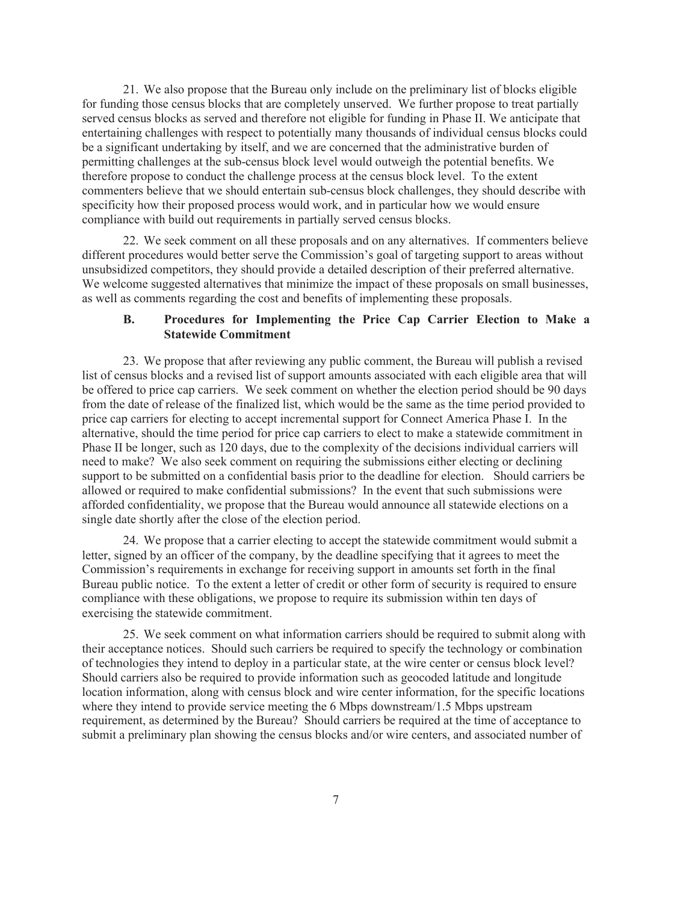21. We also propose that the Bureau only include on the preliminary list of blocks eligible for funding those census blocks that are completely unserved. We further propose to treat partially served census blocks as served and therefore not eligible for funding in Phase II. We anticipate that entertaining challenges with respect to potentially many thousands of individual census blocks could be a significant undertaking by itself, and we are concerned that the administrative burden of permitting challenges at the sub-census block level would outweigh the potential benefits. We therefore propose to conduct the challenge process at the census block level. To the extent commenters believe that we should entertain sub-census block challenges, they should describe with specificity how their proposed process would work, and in particular how we would ensure compliance with build out requirements in partially served census blocks.

22. We seek comment on all these proposals and on any alternatives. If commenters believe different procedures would better serve the Commission's goal of targeting support to areas without unsubsidized competitors, they should provide a detailed description of their preferred alternative. We welcome suggested alternatives that minimize the impact of these proposals on small businesses, as well as comments regarding the cost and benefits of implementing these proposals.

### B. Procedures for Implementing the Price Cap Carrier Election to Make a Statewide Commitment

23. We propose that after reviewing any public comment, the Bureau will publish a revised list of census blocks and a revised list of support amounts associated with each eligible area that will be offered to price cap carriers. We seek comment on whether the election period should be 90 days from the date of release of the finalized list, which would be the same as the time period provided to price cap carriers for electing to accept incremental support for Connect America Phase I. In the alternative, should the time period for price cap carriers to elect to make a statewide commitment in Phase II be longer, such as 120 days, due to the complexity of the decisions individual carriers will need to make? We also seek comment on requiring the submissions either electing or declining support to be submitted on a confidential basis prior to the deadline for election. Should carriers be allowed or required to make confidential submissions? In the event that such submissions were afforded confidentiality, we propose that the Bureau would announce all statewide elections on a single date shortly after the close of the election period.

24. We propose that a carrier electing to accept the statewide commitment would submit a letter, signed by an officer of the company, by the deadline specifying that it agrees to meet the Commission's requirements in exchange for receiving support in amounts set forth in the final Bureau public notice. To the extent a letter of credit or other form of security is required to ensure compliance with these obligations, we propose to require its submission within ten days of exercising the statewide commitment.

25. We seek comment on what information carriers should be required to submit along with their acceptance notices. Should such carriers be required to specify the technology or combination of technologies they intend to deploy in a particular state, at the wire center or census block level? Should carriers also be required to provide information such as geocoded latitude and longitude location information, along with census block and wire center information, for the specific locations where they intend to provide service meeting the 6 Mbps downstream/1.5 Mbps upstream requirement, as determined by the Bureau? Should carriers be required at the time of acceptance to submit a preliminary plan showing the census blocks and/or wire centers, and associated number of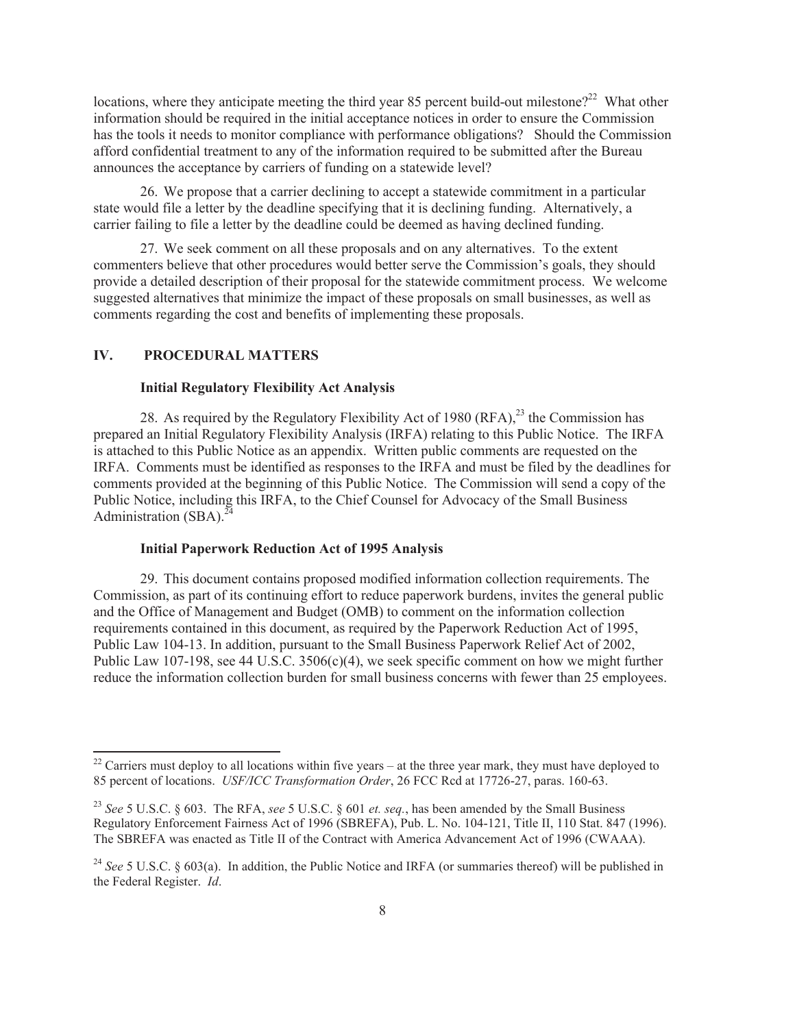locations, where they anticipate meeting the third year 85 percent build-out milestone?[22] What other information should be required in the initial acceptance notices in order to ensure the Commission has the tools it needs to monitor compliance with performance obligations? Should the Commission afford confidential treatment to any of the information required to be submitted after the Bureau announces the acceptance by carriers of funding on a statewide level?

26. We propose that a carrier declining to accept a statewide commitment in a particular state would file a letter by the deadline specifying that it is declining funding. Alternatively, a carrier failing to file a letter by the deadline could be deemed as having declined funding.

27. We seek comment on all these proposals and on any alternatives. To the extent commenters believe that other procedures would better serve the Commission's goals, they should provide a detailed description of their proposal for the statewide commitment process. We welcome suggested alternatives that minimize the impact of these proposals on small businesses, as well as comments regarding the cost and benefits of implementing these proposals.

## IV. PROCEDURAL MATTERS

### Initial Regulatory Flexibility Act Analysis

28. As required by the Regulatory Flexibility Act of 1980 (RFA),[23] the Commission has prepared an Initial Regulatory Flexibility Analysis (IRFA) relating to this Public Notice. The IRFA is attached to this Public Notice as an appendix. Written public comments are requested on the IRFA. Comments must be identified as responses to the IRFA and must be filed by the deadlines for comments provided at the beginning of this Public Notice. The Commission will send a copy of the Public Notice, including this IRFA, to the Chief Counsel for Advocacy of the Small Business Administration (SBA).[24]

### Initial Paperwork Reduction Act of 1995 Analysis

29. This document contains proposed modified information collection requirements. The Commission, as part of its continuing effort to reduce paperwork burdens, invites the general public and the Office of Management and Budget (OMB) to comment on the information collection requirements contained in this document, as required by the Paperwork Reduction Act of 1995, Public Law 104-13. In addition, pursuant to the Small Business Paperwork Relief Act of 2002, Public Law 107-198, see 44 U.S.C. 3506(c)(4), we seek specific comment on how we might further reduce the information collection burden for small business concerns with fewer than 25 employees.

---

[22] Carriers must deploy to all locations within five years – at the three year mark, they must have deployed to 85 percent of locations. *USF/ICC Transformation Order*, 26 FCC Rcd at 17726-27, paras. 160-63.

[23] *See* 5 U.S.C. § 603. The RFA, *see* 5 U.S.C. § 601 *et. seq.*, has been amended by the Small Business Regulatory Enforcement Fairness Act of 1996 (SBREFA), Pub. L. No. 104-121, Title II, 110 Stat. 847 (1996). The SBREFA was enacted as Title II of the Contract with America Advancement Act of 1996 (CWAAA).

[24] *See* 5 U.S.C. § 603(a). In addition, the Public Notice and IRFA (or summaries thereof) will be published in the Federal Register. *Id*.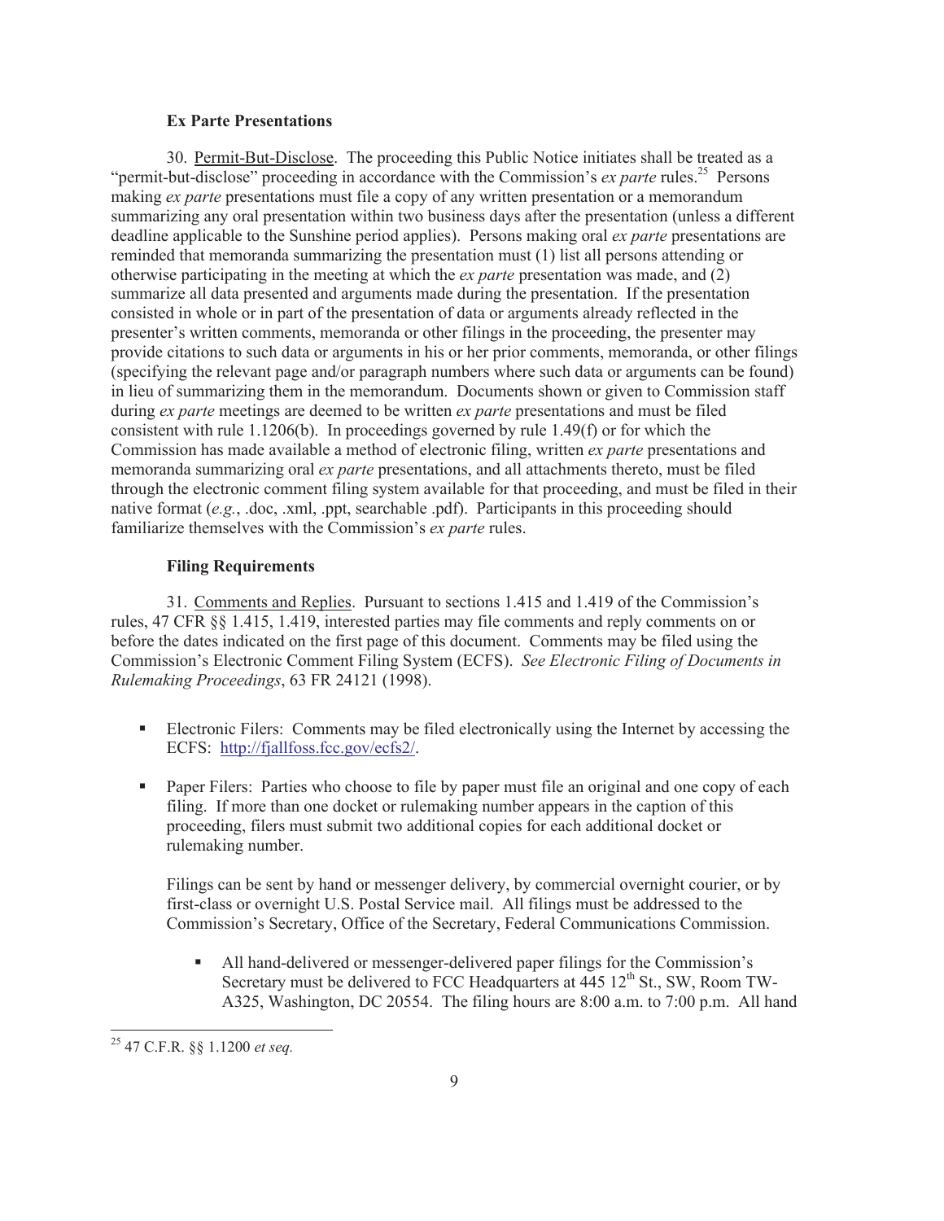### Ex Parte Presentations

30. Permit-But-Disclose. The proceeding this Public Notice initiates shall be treated as a "permit-but-disclose" proceeding in accordance with the Commission's *ex parte* rules.[25] Persons making *ex parte* presentations must file a copy of any written presentation or a memorandum summarizing any oral presentation within two business days after the presentation (unless a different deadline applicable to the Sunshine period applies). Persons making oral *ex parte* presentations are reminded that memoranda summarizing the presentation must (1) list all persons attending or otherwise participating in the meeting at which the *ex parte* presentation was made, and (2) summarize all data presented and arguments made during the presentation. If the presentation consisted in whole or in part of the presentation of data or arguments already reflected in the presenter's written comments, memoranda or other filings in the proceeding, the presenter may provide citations to such data or arguments in his or her prior comments, memoranda, or other filings (specifying the relevant page and/or paragraph numbers where such data or arguments can be found) in lieu of summarizing them in the memorandum. Documents shown or given to Commission staff during *ex parte* meetings are deemed to be written *ex parte* presentations and must be filed consistent with rule 1.1206(b). In proceedings governed by rule 1.49(f) or for which the Commission has made available a method of electronic filing, written *ex parte* presentations and memoranda summarizing oral *ex parte* presentations, and all attachments thereto, must be filed through the electronic comment filing system available for that proceeding, and must be filed in their native format (*e.g.*, .doc, .xml, .ppt, searchable .pdf). Participants in this proceeding should familiarize themselves with the Commission's *ex parte* rules.

### Filing Requirements

31. Comments and Replies. Pursuant to sections 1.415 and 1.419 of the Commission's rules, 47 CFR §§ 1.415, 1.419, interested parties may file comments and reply comments on or before the dates indicated on the first page of this document. Comments may be filed using the Commission's Electronic Comment Filing System (ECFS). *See Electronic Filing of Documents in Rulemaking Proceedings*, 63 FR 24121 (1998).

- Electronic Filers: Comments may be filed electronically using the Internet by accessing the ECFS: http://fjallfoss.fcc.gov/ecfs2/.

- Paper Filers: Parties who choose to file by paper must file an original and one copy of each filing. If more than one docket or rulemaking number appears in the caption of this proceeding, filers must submit two additional copies for each additional docket or rulemaking number.

  Filings can be sent by hand or messenger delivery, by commercial overnight courier, or by first-class or overnight U.S. Postal Service mail. All filings must be addressed to the Commission's Secretary, Office of the Secretary, Federal Communications Commission.

  - All hand-delivered or messenger-delivered paper filings for the Commission's Secretary must be delivered to FCC Headquarters at 445 12th St., SW, Room TW-A325, Washington, DC 20554. The filing hours are 8:00 a.m. to 7:00 p.m. All hand

[25] 47 C.F.R. §§ 1.1200 *et seq.*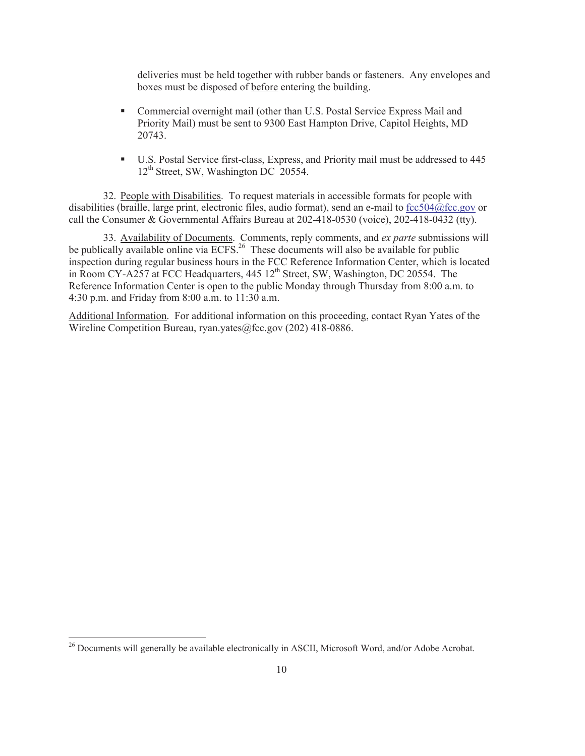deliveries must be held together with rubber bands or fasteners. Any envelopes and boxes must be disposed of before entering the building.

- Commercial overnight mail (other than U.S. Postal Service Express Mail and Priority Mail) must be sent to 9300 East Hampton Drive, Capitol Heights, MD 20743.

- U.S. Postal Service first-class, Express, and Priority mail must be addressed to 445 12th Street, SW, Washington DC 20554.

32. People with Disabilities. To request materials in accessible formats for people with disabilities (braille, large print, electronic files, audio format), send an e-mail to fcc504@fcc.gov or call the Consumer & Governmental Affairs Bureau at 202-418-0530 (voice), 202-418-0432 (tty).

33. Availability of Documents. Comments, reply comments, and *ex parte* submissions will be publically available online via ECFS.[26] These documents will also be available for public inspection during regular business hours in the FCC Reference Information Center, which is located in Room CY-A257 at FCC Headquarters, 445 12th Street, SW, Washington, DC 20554. The Reference Information Center is open to the public Monday through Thursday from 8:00 a.m. to 4:30 p.m. and Friday from 8:00 a.m. to 11:30 a.m.

Additional Information. For additional information on this proceeding, contact Ryan Yates of the Wireline Competition Bureau, ryan.yates@fcc.gov (202) 418-0886.

---

[26] Documents will generally be available electronically in ASCII, Microsoft Word, and/or Adobe Acrobat.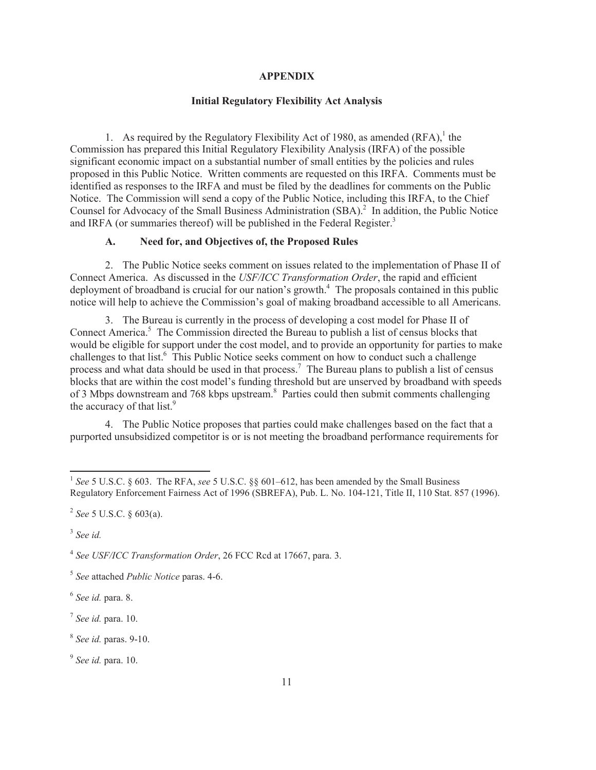# APPENDIX

## Initial Regulatory Flexibility Act Analysis

1. As required by the Regulatory Flexibility Act of 1980, as amended (RFA),[1] the Commission has prepared this Initial Regulatory Flexibility Analysis (IRFA) of the possible significant economic impact on a substantial number of small entities by the policies and rules proposed in this Public Notice. Written comments are requested on this IRFA. Comments must be identified as responses to the IRFA and must be filed by the deadlines for comments on the Public Notice. The Commission will send a copy of the Public Notice, including this IRFA, to the Chief Counsel for Advocacy of the Small Business Administration (SBA).[2] In addition, the Public Notice and IRFA (or summaries thereof) will be published in the Federal Register.[3]

### A. Need for, and Objectives of, the Proposed Rules

2. The Public Notice seeks comment on issues related to the implementation of Phase II of Connect America. As discussed in the *USF/ICC Transformation Order*, the rapid and efficient deployment of broadband is crucial for our nation's growth.[4] The proposals contained in this public notice will help to achieve the Commission's goal of making broadband accessible to all Americans.

3. The Bureau is currently in the process of developing a cost model for Phase II of Connect America.[5] The Commission directed the Bureau to publish a list of census blocks that would be eligible for support under the cost model, and to provide an opportunity for parties to make challenges to that list.[6] This Public Notice seeks comment on how to conduct such a challenge process and what data should be used in that process.[7] The Bureau plans to publish a list of census blocks that are within the cost model's funding threshold but are unserved by broadband with speeds of 3 Mbps downstream and 768 kbps upstream.[8] Parties could then submit comments challenging the accuracy of that list.[9]

4. The Public Notice proposes that parties could make challenges based on the fact that a purported unsubsidized competitor is or is not meeting the broadband performance requirements for

---

[1] *See* 5 U.S.C. § 603. The RFA, *see* 5 U.S.C. §§ 601–612, has been amended by the Small Business Regulatory Enforcement Fairness Act of 1996 (SBREFA), Pub. L. No. 104-121, Title II, 110 Stat. 857 (1996).

[2] *See* 5 U.S.C. § 603(a).

[3] *See id.*

[4] *See USF/ICC Transformation Order*, 26 FCC Rcd at 17667, para. 3.

[5] *See* attached *Public Notice* paras. 4-6.

[6] *See id.* para. 8.

[7] *See id.* para. 10.

[8] *See id.* paras. 9-10.

[9] *See id.* para. 10.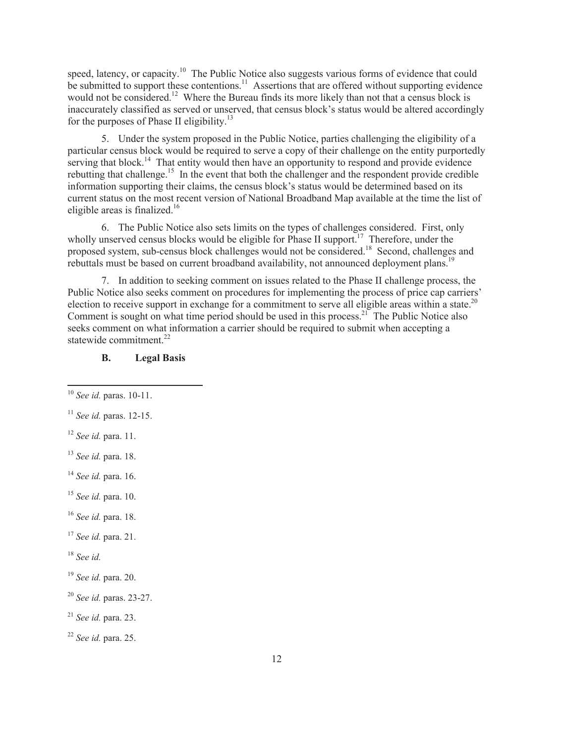speed, latency, or capacity.[10] The Public Notice also suggests various forms of evidence that could be submitted to support these contentions.[11] Assertions that are offered without supporting evidence would not be considered.[12] Where the Bureau finds its more likely than not that a census block is inaccurately classified as served or unserved, that census block's status would be altered accordingly for the purposes of Phase II eligibility.[13]

5. Under the system proposed in the Public Notice, parties challenging the eligibility of a particular census block would be required to serve a copy of their challenge on the entity purportedly serving that block.[14] That entity would then have an opportunity to respond and provide evidence rebutting that challenge.[15] In the event that both the challenger and the respondent provide credible information supporting their claims, the census block's status would be determined based on its current status on the most recent version of National Broadband Map available at the time the list of eligible areas is finalized.[16]

6. The Public Notice also sets limits on the types of challenges considered. First, only wholly unserved census blocks would be eligible for Phase II support.[17] Therefore, under the proposed system, sub-census block challenges would not be considered.[18] Second, challenges and rebuttals must be based on current broadband availability, not announced deployment plans.[19]

7. In addition to seeking comment on issues related to the Phase II challenge process, the Public Notice also seeks comment on procedures for implementing the process of price cap carriers' election to receive support in exchange for a commitment to serve all eligible areas within a state.[20] Comment is sought on what time period should be used in this process.[21] The Public Notice also seeks comment on what information a carrier should be required to submit when accepting a statewide commitment.[22]

### B. Legal Basis

---

[10] *See id.* paras. 10-11.

[11] *See id.* paras. 12-15.

[12] *See id.* para. 11.

[13] *See id.* para. 18.

[14] *See id.* para. 16.

[15] *See id.* para. 10.

[16] *See id.* para. 18.

[17] *See id.* para. 21.

[18] *See id.*

[19] *See id.* para. 20.

[20] *See id.* paras. 23-27.

[21] *See id.* para. 23.

[22] *See id.* para. 25.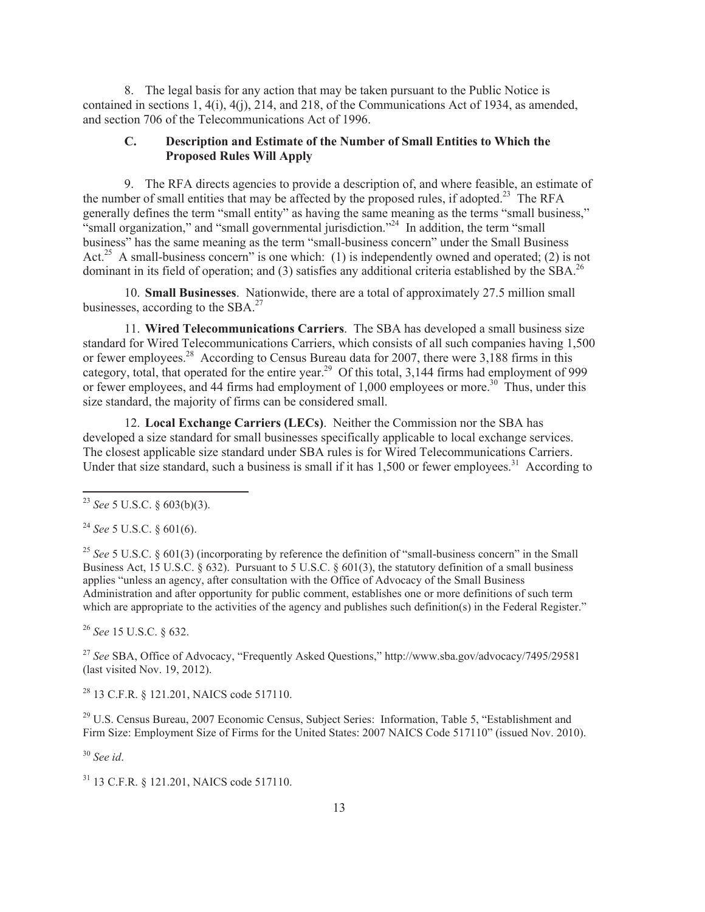8. The legal basis for any action that may be taken pursuant to the Public Notice is contained in sections 1, 4(i), 4(j), 214, and 218, of the Communications Act of 1934, as amended, and section 706 of the Telecommunications Act of 1996.

### C. Description and Estimate of the Number of Small Entities to Which the Proposed Rules Will Apply

9. The RFA directs agencies to provide a description of, and where feasible, an estimate of the number of small entities that may be affected by the proposed rules, if adopted.[23] The RFA generally defines the term "small entity" as having the same meaning as the terms "small business," "small organization," and "small governmental jurisdiction."[24] In addition, the term "small business" has the same meaning as the term "small-business concern" under the Small Business Act.[25] A small-business concern" is one which: (1) is independently owned and operated; (2) is not dominant in its field of operation; and (3) satisfies any additional criteria established by the SBA.[26]

10. **Small Businesses**. Nationwide, there are a total of approximately 27.5 million small businesses, according to the SBA.[27]

11. **Wired Telecommunications Carriers**. The SBA has developed a small business size standard for Wired Telecommunications Carriers, which consists of all such companies having 1,500 or fewer employees.[28] According to Census Bureau data for 2007, there were 3,188 firms in this category, total, that operated for the entire year.[29] Of this total, 3,144 firms had employment of 999 or fewer employees, and 44 firms had employment of 1,000 employees or more.[30] Thus, under this size standard, the majority of firms can be considered small.

12. **Local Exchange Carriers (LECs)**. Neither the Commission nor the SBA has developed a size standard for small businesses specifically applicable to local exchange services. The closest applicable size standard under SBA rules is for Wired Telecommunications Carriers. Under that size standard, such a business is small if it has 1,500 or fewer employees.[31] According to

---

[23] *See* 5 U.S.C. § 603(b)(3).

[24] *See* 5 U.S.C. § 601(6).

[25] *See* 5 U.S.C. § 601(3) (incorporating by reference the definition of "small-business concern" in the Small Business Act, 15 U.S.C. § 632). Pursuant to 5 U.S.C. § 601(3), the statutory definition of a small business applies "unless an agency, after consultation with the Office of Advocacy of the Small Business Administration and after opportunity for public comment, establishes one or more definitions of such term which are appropriate to the activities of the agency and publishes such definition(s) in the Federal Register."

[26] *See* 15 U.S.C. § 632.

[27] *See* SBA, Office of Advocacy, "Frequently Asked Questions," http://www.sba.gov/advocacy/7495/29581 (last visited Nov. 19, 2012).

[28] 13 C.F.R. § 121.201, NAICS code 517110.

[29] U.S. Census Bureau, 2007 Economic Census, Subject Series: Information, Table 5, "Establishment and Firm Size: Employment Size of Firms for the United States: 2007 NAICS Code 517110" (issued Nov. 2010).

[30] *See id*.

[31] 13 C.F.R. § 121.201, NAICS code 517110.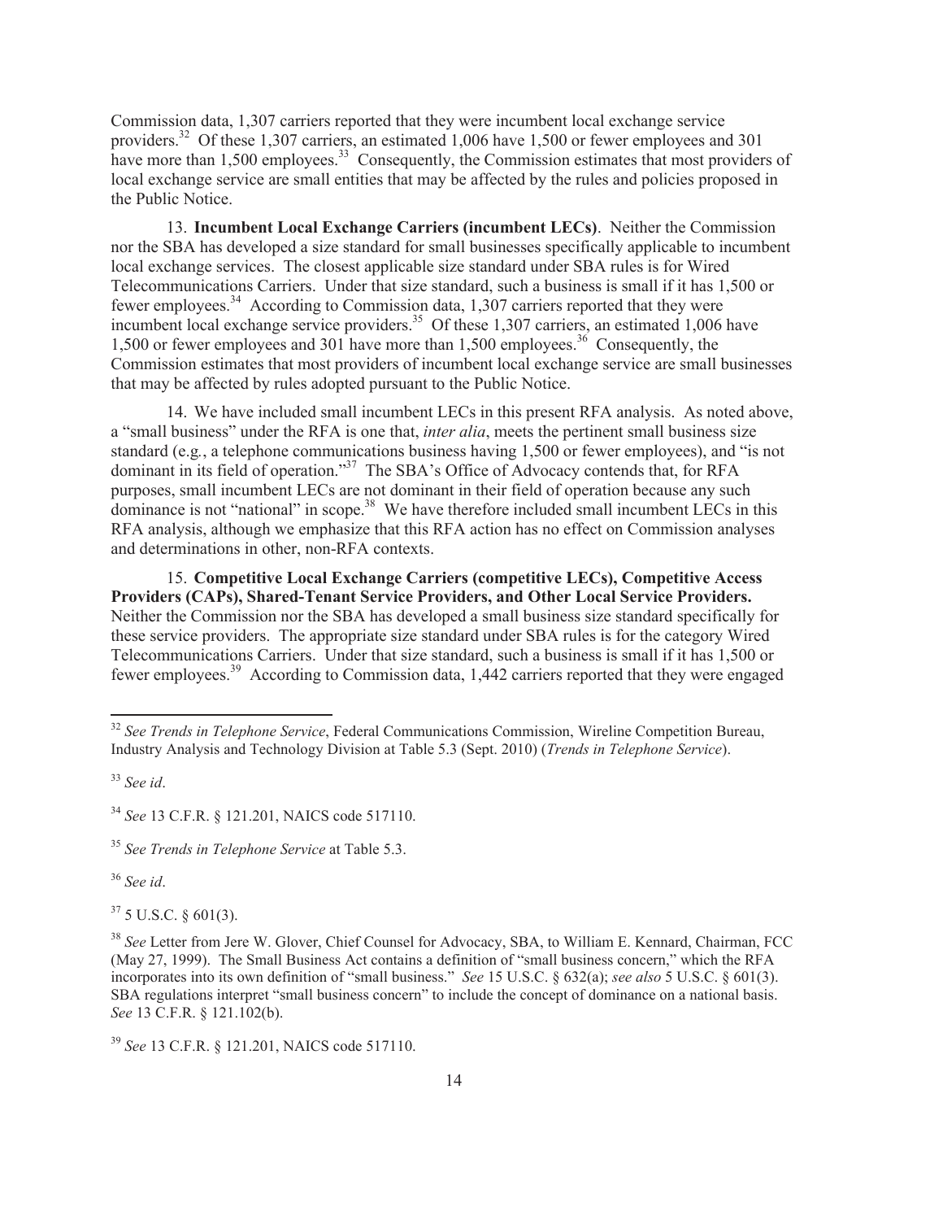Commission data, 1,307 carriers reported that they were incumbent local exchange service providers.[32] Of these 1,307 carriers, an estimated 1,006 have 1,500 or fewer employees and 301 have more than 1,500 employees.[33] Consequently, the Commission estimates that most providers of local exchange service are small entities that may be affected by the rules and policies proposed in the Public Notice.

13. **Incumbent Local Exchange Carriers (incumbent LECs)**. Neither the Commission nor the SBA has developed a size standard for small businesses specifically applicable to incumbent local exchange services. The closest applicable size standard under SBA rules is for Wired Telecommunications Carriers. Under that size standard, such a business is small if it has 1,500 or fewer employees.[34] According to Commission data, 1,307 carriers reported that they were incumbent local exchange service providers.[35] Of these 1,307 carriers, an estimated 1,006 have 1,500 or fewer employees and 301 have more than 1,500 employees.[36] Consequently, the Commission estimates that most providers of incumbent local exchange service are small businesses that may be affected by rules adopted pursuant to the Public Notice.

14. We have included small incumbent LECs in this present RFA analysis. As noted above, a "small business" under the RFA is one that, *inter alia*, meets the pertinent small business size standard (e.g., a telephone communications business having 1,500 or fewer employees), and "is not dominant in its field of operation."[37] The SBA's Office of Advocacy contends that, for RFA purposes, small incumbent LECs are not dominant in their field of operation because any such dominance is not "national" in scope.[38] We have therefore included small incumbent LECs in this RFA analysis, although we emphasize that this RFA action has no effect on Commission analyses and determinations in other, non-RFA contexts.

15. **Competitive Local Exchange Carriers (competitive LECs), Competitive Access Providers (CAPs), Shared-Tenant Service Providers, and Other Local Service Providers.** Neither the Commission nor the SBA has developed a small business size standard specifically for these service providers. The appropriate size standard under SBA rules is for the category Wired Telecommunications Carriers. Under that size standard, such a business is small if it has 1,500 or fewer employees.[39] According to Commission data, 1,442 carriers reported that they were engaged

---

[32] *See Trends in Telephone Service*, Federal Communications Commission, Wireline Competition Bureau, Industry Analysis and Technology Division at Table 5.3 (Sept. 2010) (*Trends in Telephone Service*).

[33] *See id*.

[34] *See* 13 C.F.R. § 121.201, NAICS code 517110.

[35] *See Trends in Telephone Service* at Table 5.3.

[36] *See id*.

[37] 5 U.S.C. § 601(3).

[38] *See* Letter from Jere W. Glover, Chief Counsel for Advocacy, SBA, to William E. Kennard, Chairman, FCC (May 27, 1999). The Small Business Act contains a definition of "small business concern," which the RFA incorporates into its own definition of "small business." *See* 15 U.S.C. § 632(a); *see also* 5 U.S.C. § 601(3). SBA regulations interpret "small business concern" to include the concept of dominance on a national basis. *See* 13 C.F.R. § 121.102(b).

[39] *See* 13 C.F.R. § 121.201, NAICS code 517110.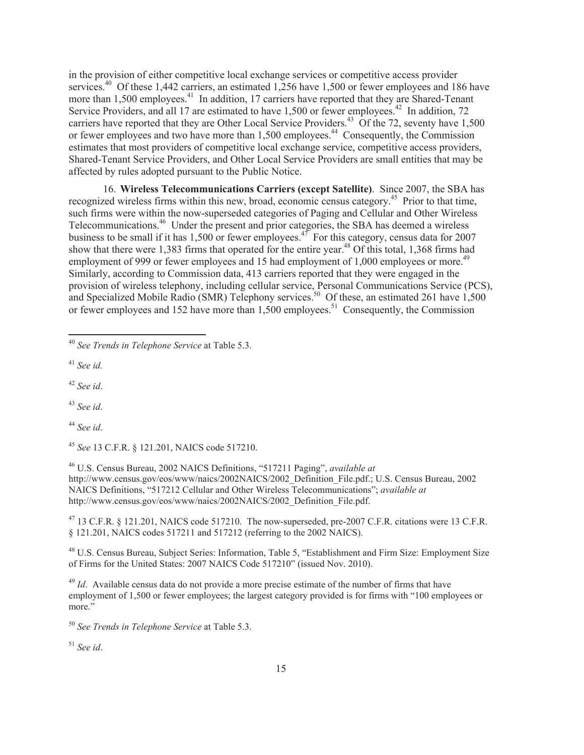in the provision of either competitive local exchange services or competitive access provider services.[40] Of these 1,442 carriers, an estimated 1,256 have 1,500 or fewer employees and 186 have more than 1,500 employees.[41] In addition, 17 carriers have reported that they are Shared-Tenant Service Providers, and all 17 are estimated to have 1,500 or fewer employees.[42] In addition, 72 carriers have reported that they are Other Local Service Providers.[43] Of the 72, seventy have 1,500 or fewer employees and two have more than 1,500 employees.[44] Consequently, the Commission estimates that most providers of competitive local exchange service, competitive access providers, Shared-Tenant Service Providers, and Other Local Service Providers are small entities that may be affected by rules adopted pursuant to the Public Notice.

16. **Wireless Telecommunications Carriers (except Satellite)**. Since 2007, the SBA has recognized wireless firms within this new, broad, economic census category.[45] Prior to that time, such firms were within the now-superseded categories of Paging and Cellular and Other Wireless Telecommunications.[46] Under the present and prior categories, the SBA has deemed a wireless business to be small if it has 1,500 or fewer employees.[47] For this category, census data for 2007 show that there were 1,383 firms that operated for the entire year.[48] Of this total, 1,368 firms had employment of 999 or fewer employees and 15 had employment of 1,000 employees or more.[49] Similarly, according to Commission data, 413 carriers reported that they were engaged in the provision of wireless telephony, including cellular service, Personal Communications Service (PCS), and Specialized Mobile Radio (SMR) Telephony services.[50] Of these, an estimated 261 have 1,500 or fewer employees and 152 have more than 1,500 employees.[51] Consequently, the Commission

---

[40] *See Trends in Telephone Service* at Table 5.3.

[41] *See id.*

[42] *See id*.

[43] *See id*.

[44] *See id*.

[45] *See* 13 C.F.R. § 121.201, NAICS code 517210.

[46] U.S. Census Bureau, 2002 NAICS Definitions, "517211 Paging", *available at* http://www.census.gov/eos/www/naics/2002NAICS/2002_Definition_File.pdf.; U.S. Census Bureau, 2002 NAICS Definitions, "517212 Cellular and Other Wireless Telecommunications"; *available at* http://www.census.gov/eos/www/naics/2002NAICS/2002_Definition_File.pdf.

[47] 13 C.F.R. § 121.201, NAICS code 517210. The now-superseded, pre-2007 C.F.R. citations were 13 C.F.R. § 121.201, NAICS codes 517211 and 517212 (referring to the 2002 NAICS).

[48] U.S. Census Bureau, Subject Series: Information, Table 5, "Establishment and Firm Size: Employment Size of Firms for the United States: 2007 NAICS Code 517210" (issued Nov. 2010).

[49] *Id*. Available census data do not provide a more precise estimate of the number of firms that have employment of 1,500 or fewer employees; the largest category provided is for firms with "100 employees or more."

[50] *See Trends in Telephone Service* at Table 5.3.

[51] *See id*.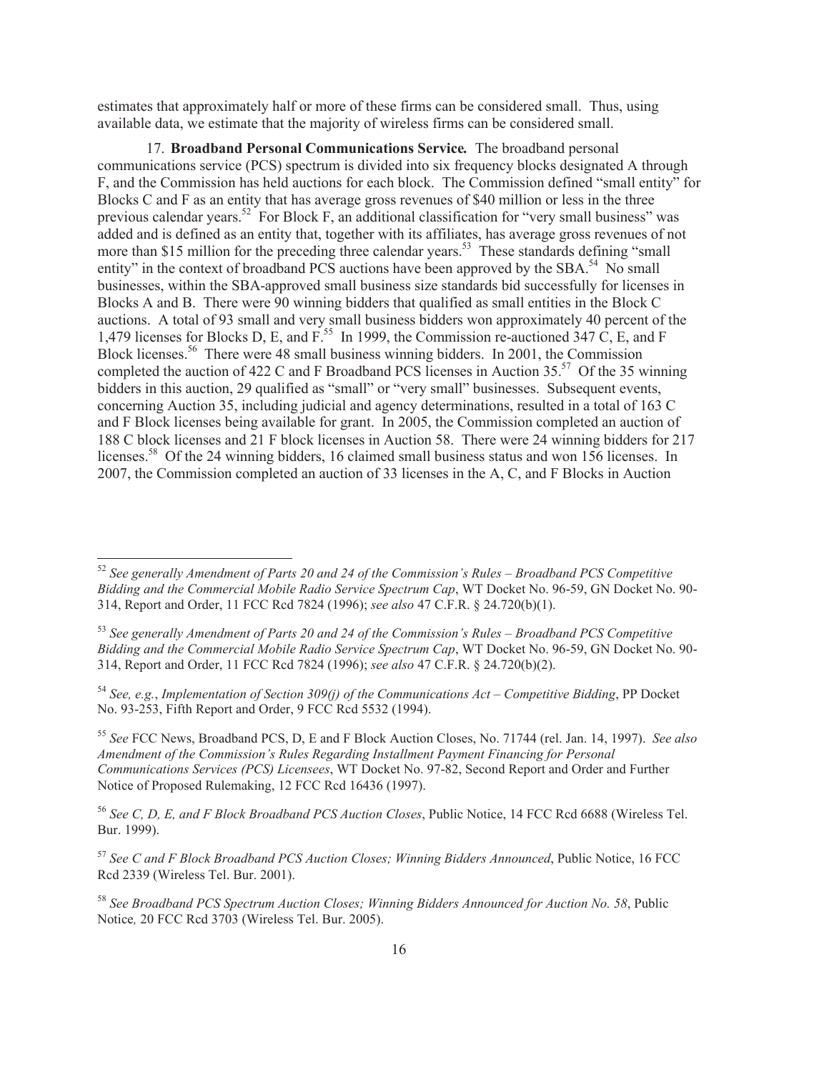estimates that approximately half or more of these firms can be considered small. Thus, using available data, we estimate that the majority of wireless firms can be considered small.

17. **Broadband Personal Communications Service.** The broadband personal communications service (PCS) spectrum is divided into six frequency blocks designated A through F, and the Commission has held auctions for each block. The Commission defined "small entity" for Blocks C and F as an entity that has average gross revenues of $40 million or less in the three previous calendar years.[52] For Block F, an additional classification for "very small business" was added and is defined as an entity that, together with its affiliates, has average gross revenues of not more than $15 million for the preceding three calendar years.[53] These standards defining "small entity" in the context of broadband PCS auctions have been approved by the SBA.[54] No small businesses, within the SBA-approved small business size standards bid successfully for licenses in Blocks A and B. There were 90 winning bidders that qualified as small entities in the Block C auctions. A total of 93 small and very small business bidders won approximately 40 percent of the 1,479 licenses for Blocks D, E, and F.[55] In 1999, the Commission re-auctioned 347 C, E, and F Block licenses.[56] There were 48 small business winning bidders. In 2001, the Commission completed the auction of 422 C and F Broadband PCS licenses in Auction 35.[57] Of the 35 winning bidders in this auction, 29 qualified as "small" or "very small" businesses. Subsequent events, concerning Auction 35, including judicial and agency determinations, resulted in a total of 163 C and F Block licenses being available for grant. In 2005, the Commission completed an auction of 188 C block licenses and 21 F block licenses in Auction 58. There were 24 winning bidders for 217 licenses.[58] Of the 24 winning bidders, 16 claimed small business status and won 156 licenses. In 2007, the Commission completed an auction of 33 licenses in the A, C, and F Blocks in Auction

---

[52] *See generally Amendment of Parts 20 and 24 of the Commission's Rules – Broadband PCS Competitive Bidding and the Commercial Mobile Radio Service Spectrum Cap*, WT Docket No. 96-59, GN Docket No. 90-314, Report and Order, 11 FCC Rcd 7824 (1996); *see also* 47 C.F.R. § 24.720(b)(1).

[53] *See generally Amendment of Parts 20 and 24 of the Commission's Rules – Broadband PCS Competitive Bidding and the Commercial Mobile Radio Service Spectrum Cap*, WT Docket No. 96-59, GN Docket No. 90-314, Report and Order, 11 FCC Rcd 7824 (1996); *see also* 47 C.F.R. § 24.720(b)(2).

[54] *See, e.g.*, *Implementation of Section 309(j) of the Communications Act – Competitive Bidding*, PP Docket No. 93-253, Fifth Report and Order, 9 FCC Rcd 5532 (1994).

[55] *See* FCC News, Broadband PCS, D, E and F Block Auction Closes, No. 71744 (rel. Jan. 14, 1997). *See also Amendment of the Commission's Rules Regarding Installment Payment Financing for Personal Communications Services (PCS) Licensees*, WT Docket No. 97-82, Second Report and Order and Further Notice of Proposed Rulemaking, 12 FCC Rcd 16436 (1997).

[56] *See C, D, E, and F Block Broadband PCS Auction Closes*, Public Notice, 14 FCC Rcd 6688 (Wireless Tel. Bur. 1999).

[57] *See C and F Block Broadband PCS Auction Closes; Winning Bidders Announced*, Public Notice, 16 FCC Rcd 2339 (Wireless Tel. Bur. 2001).

[58] *See Broadband PCS Spectrum Auction Closes; Winning Bidders Announced for Auction No. 58*, Public Notice*,* 20 FCC Rcd 3703 (Wireless Tel. Bur. 2005).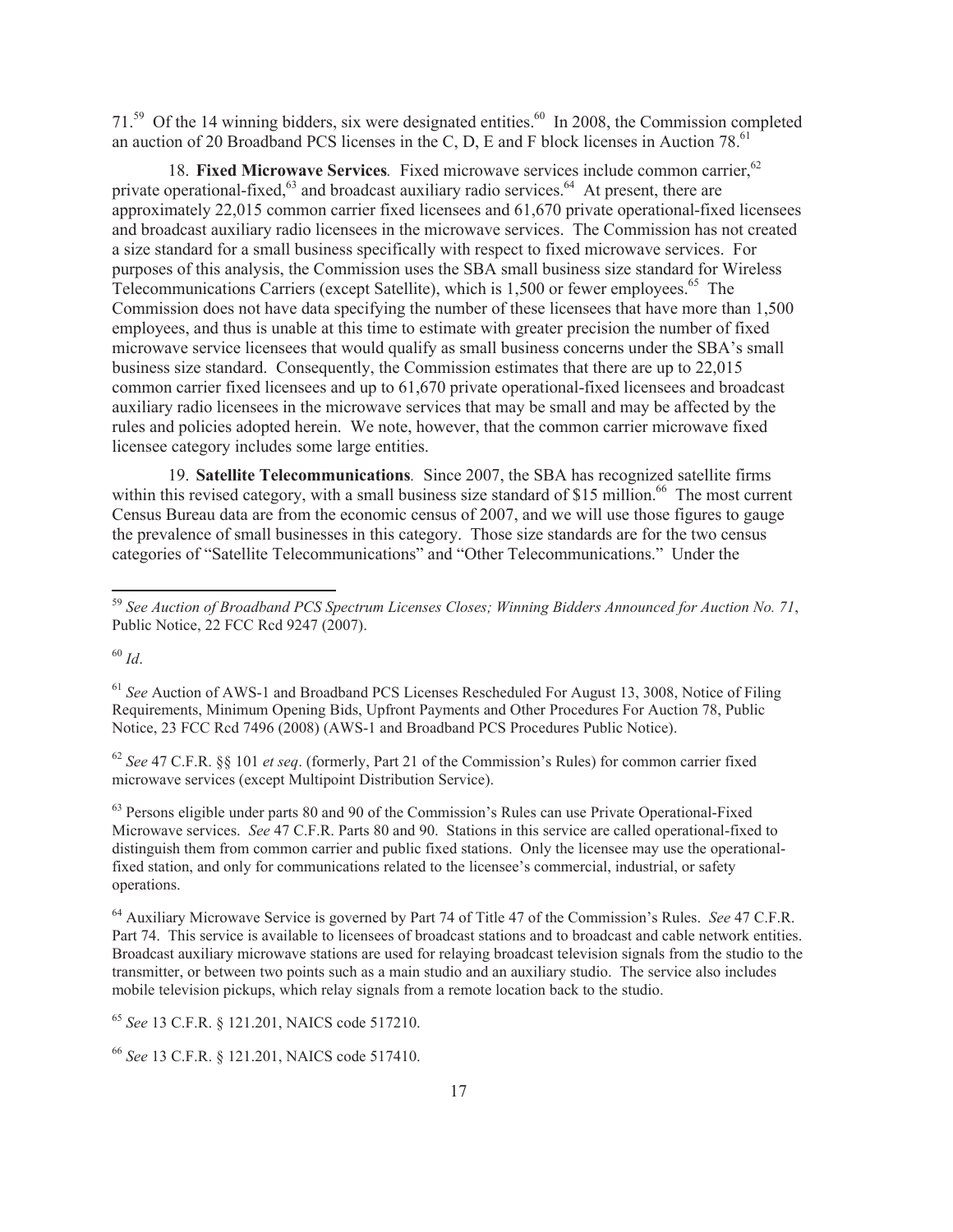71.[59] Of the 14 winning bidders, six were designated entities.[60] In 2008, the Commission completed an auction of 20 Broadband PCS licenses in the C, D, E and F block licenses in Auction 78.[61]

18. **Fixed Microwave Services**. Fixed microwave services include common carrier,[62] private operational-fixed,[63] and broadcast auxiliary radio services.[64] At present, there are approximately 22,015 common carrier fixed licensees and 61,670 private operational-fixed licensees and broadcast auxiliary radio licensees in the microwave services. The Commission has not created a size standard for a small business specifically with respect to fixed microwave services. For purposes of this analysis, the Commission uses the SBA small business size standard for Wireless Telecommunications Carriers (except Satellite), which is 1,500 or fewer employees.[65] The Commission does not have data specifying the number of these licensees that have more than 1,500 employees, and thus is unable at this time to estimate with greater precision the number of fixed microwave service licensees that would qualify as small business concerns under the SBA's small business size standard. Consequently, the Commission estimates that there are up to 22,015 common carrier fixed licensees and up to 61,670 private operational-fixed licensees and broadcast auxiliary radio licensees in the microwave services that may be small and may be affected by the rules and policies adopted herein. We note, however, that the common carrier microwave fixed licensee category includes some large entities.

19. **Satellite Telecommunications**. Since 2007, the SBA has recognized satellite firms within this revised category, with a small business size standard of $15 million.[66] The most current Census Bureau data are from the economic census of 2007, and we will use those figures to gauge the prevalence of small businesses in this category. Those size standards are for the two census categories of "Satellite Telecommunications" and "Other Telecommunications." Under the

---

[59] *See Auction of Broadband PCS Spectrum Licenses Closes; Winning Bidders Announced for Auction No. 71*, Public Notice, 22 FCC Rcd 9247 (2007).

[60] *Id*.

[61] *See* Auction of AWS-1 and Broadband PCS Licenses Rescheduled For August 13, 3008, Notice of Filing Requirements, Minimum Opening Bids, Upfront Payments and Other Procedures For Auction 78, Public Notice, 23 FCC Rcd 7496 (2008) (AWS-1 and Broadband PCS Procedures Public Notice).

[62] *See* 47 C.F.R. §§ 101 *et seq*. (formerly, Part 21 of the Commission's Rules) for common carrier fixed microwave services (except Multipoint Distribution Service).

[63] Persons eligible under parts 80 and 90 of the Commission's Rules can use Private Operational-Fixed Microwave services. *See* 47 C.F.R. Parts 80 and 90. Stations in this service are called operational-fixed to distinguish them from common carrier and public fixed stations. Only the licensee may use the operational-fixed station, and only for communications related to the licensee's commercial, industrial, or safety operations.

[64] Auxiliary Microwave Service is governed by Part 74 of Title 47 of the Commission's Rules. *See* 47 C.F.R. Part 74. This service is available to licensees of broadcast stations and to broadcast and cable network entities. Broadcast auxiliary microwave stations are used for relaying broadcast television signals from the studio to the transmitter, or between two points such as a main studio and an auxiliary studio. The service also includes mobile television pickups, which relay signals from a remote location back to the studio.

[65] *See* 13 C.F.R. § 121.201, NAICS code 517210.

[66] *See* 13 C.F.R. § 121.201, NAICS code 517410.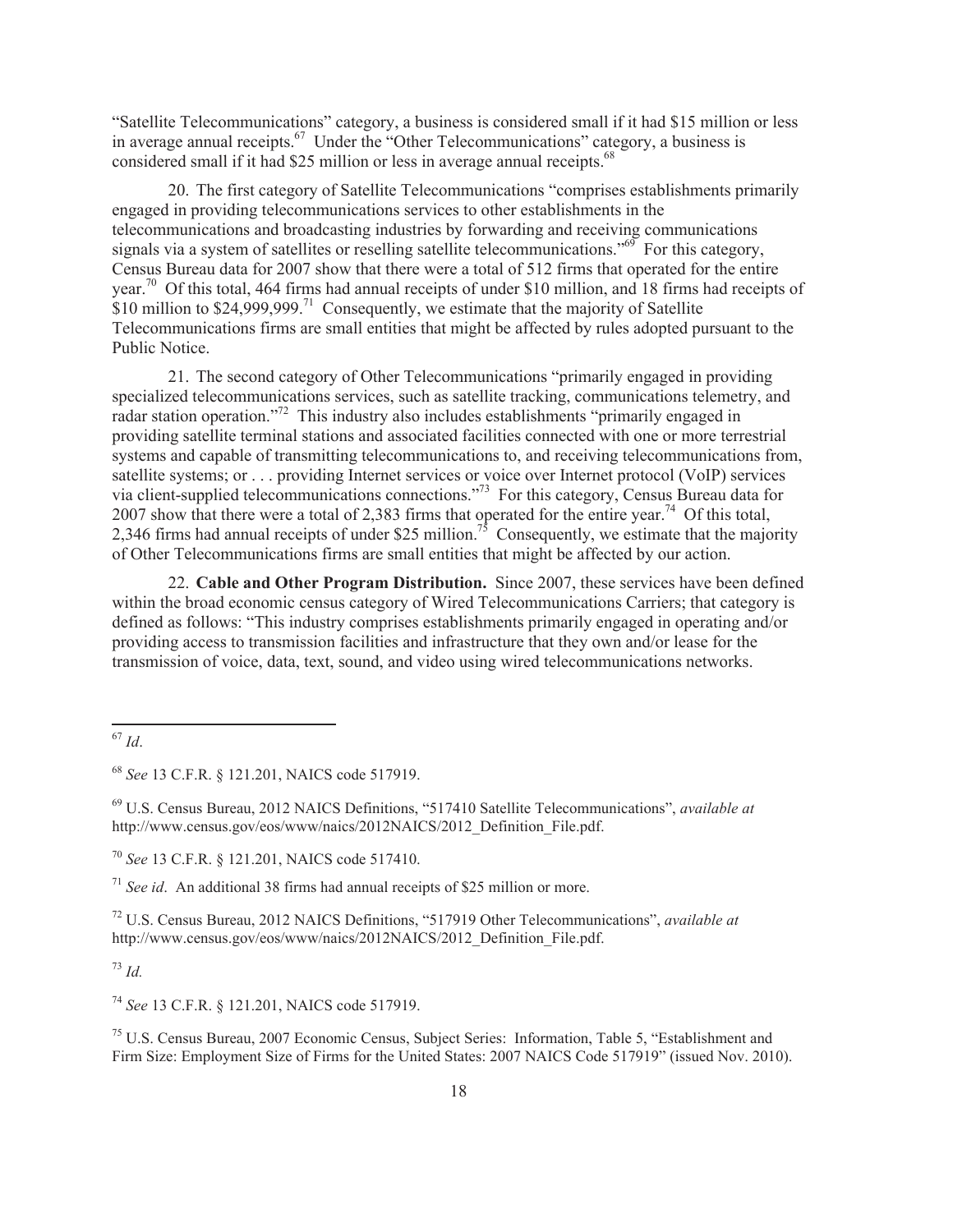"Satellite Telecommunications" category, a business is considered small if it had \$15 million or less in average annual receipts.[67] Under the "Other Telecommunications" category, a business is considered small if it had \$25 million or less in average annual receipts.[68]

20. The first category of Satellite Telecommunications "comprises establishments primarily engaged in providing telecommunications services to other establishments in the telecommunications and broadcasting industries by forwarding and receiving communications signals via a system of satellites or reselling satellite telecommunications."[69] For this category, Census Bureau data for 2007 show that there were a total of 512 firms that operated for the entire year.[70] Of this total, 464 firms had annual receipts of under \$10 million, and 18 firms had receipts of \$10 million to \$24,999,999.[71] Consequently, we estimate that the majority of Satellite Telecommunications firms are small entities that might be affected by rules adopted pursuant to the Public Notice.

21. The second category of Other Telecommunications "primarily engaged in providing specialized telecommunications services, such as satellite tracking, communications telemetry, and radar station operation."[72] This industry also includes establishments "primarily engaged in providing satellite terminal stations and associated facilities connected with one or more terrestrial systems and capable of transmitting telecommunications to, and receiving telecommunications from, satellite systems; or . . . providing Internet services or voice over Internet protocol (VoIP) services via client-supplied telecommunications connections."[73] For this category, Census Bureau data for 2007 show that there were a total of 2,383 firms that operated for the entire year.[74] Of this total, 2,346 firms had annual receipts of under \$25 million.[75] Consequently, we estimate that the majority of Other Telecommunications firms are small entities that might be affected by our action.

22. **Cable and Other Program Distribution.** Since 2007, these services have been defined within the broad economic census category of Wired Telecommunications Carriers; that category is defined as follows: "This industry comprises establishments primarily engaged in operating and/or providing access to transmission facilities and infrastructure that they own and/or lease for the transmission of voice, data, text, sound, and video using wired telecommunications networks.

---

[67] *Id*.

[68] *See* 13 C.F.R. § 121.201, NAICS code 517919.

[69] U.S. Census Bureau, 2012 NAICS Definitions, "517410 Satellite Telecommunications", *available at* http://www.census.gov/eos/www/naics/2012NAICS/2012_Definition_File.pdf.

[70] *See* 13 C.F.R. § 121.201, NAICS code 517410.

[71] *See id*. An additional 38 firms had annual receipts of \$25 million or more.

[72] U.S. Census Bureau, 2012 NAICS Definitions, "517919 Other Telecommunications", *available at* http://www.census.gov/eos/www/naics/2012NAICS/2012_Definition_File.pdf.

[73] *Id.*

[74] *See* 13 C.F.R. § 121.201, NAICS code 517919.

[75] U.S. Census Bureau, 2007 Economic Census, Subject Series: Information, Table 5, "Establishment and Firm Size: Employment Size of Firms for the United States: 2007 NAICS Code 517919" (issued Nov. 2010).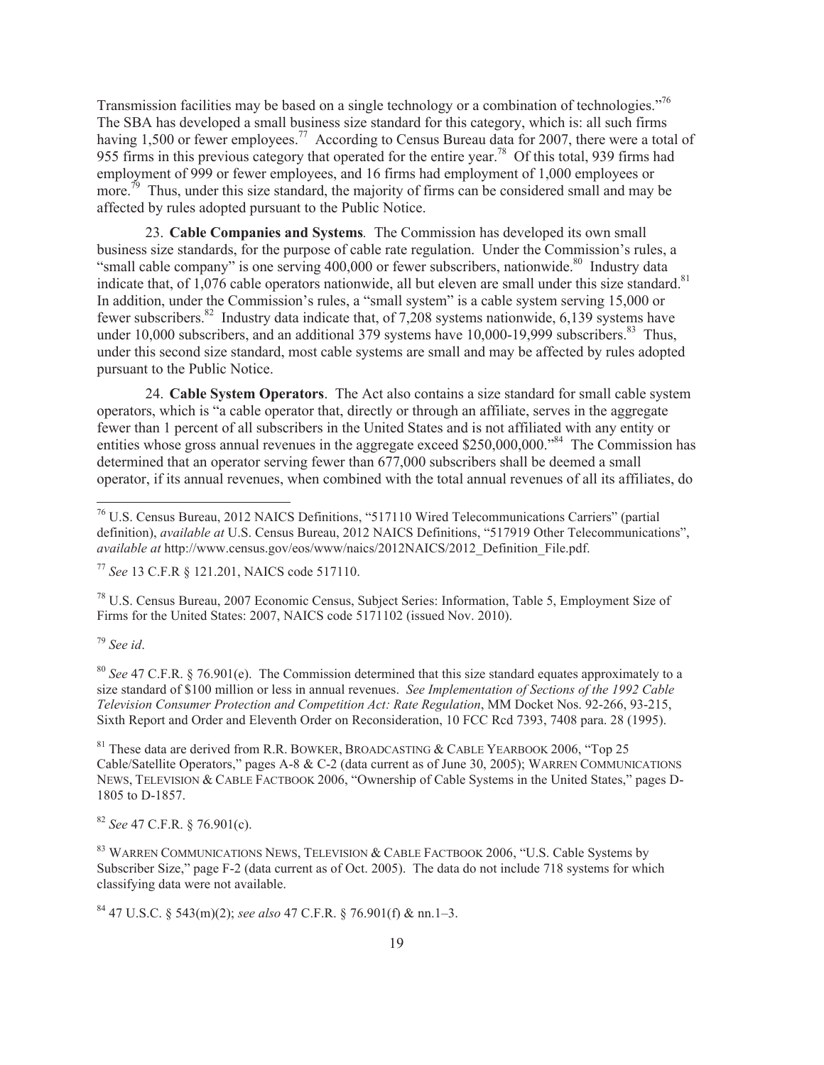Transmission facilities may be based on a single technology or a combination of technologies."[76] The SBA has developed a small business size standard for this category, which is: all such firms having 1,500 or fewer employees.[77] According to Census Bureau data for 2007, there were a total of 955 firms in this previous category that operated for the entire year.[78] Of this total, 939 firms had employment of 999 or fewer employees, and 16 firms had employment of 1,000 employees or more.[79] Thus, under this size standard, the majority of firms can be considered small and may be affected by rules adopted pursuant to the Public Notice.

23. **Cable Companies and Systems***.* The Commission has developed its own small business size standards, for the purpose of cable rate regulation. Under the Commission's rules, a "small cable company" is one serving 400,000 or fewer subscribers, nationwide.[80] Industry data indicate that, of 1,076 cable operators nationwide, all but eleven are small under this size standard.[81] In addition, under the Commission's rules, a "small system" is a cable system serving 15,000 or fewer subscribers.[82] Industry data indicate that, of 7,208 systems nationwide, 6,139 systems have under 10,000 subscribers, and an additional 379 systems have 10,000-19,999 subscribers.[83] Thus, under this second size standard, most cable systems are small and may be affected by rules adopted pursuant to the Public Notice.

24. **Cable System Operators**. The Act also contains a size standard for small cable system operators, which is "a cable operator that, directly or through an affiliate, serves in the aggregate fewer than 1 percent of all subscribers in the United States and is not affiliated with any entity or entities whose gross annual revenues in the aggregate exceed $250,000,000."[84] The Commission has determined that an operator serving fewer than 677,000 subscribers shall be deemed a small operator, if its annual revenues, when combined with the total annual revenues of all its affiliates, do

---

[76] U.S. Census Bureau, 2012 NAICS Definitions, "517110 Wired Telecommunications Carriers" (partial definition), *available at* U.S. Census Bureau, 2012 NAICS Definitions, "517919 Other Telecommunications", *available at* http://www.census.gov/eos/www/naics/2012NAICS/2012_Definition_File.pdf.

[77] *See* 13 C.F.R § 121.201, NAICS code 517110.

[78] U.S. Census Bureau, 2007 Economic Census, Subject Series: Information, Table 5, Employment Size of Firms for the United States: 2007, NAICS code 5171102 (issued Nov. 2010).

[79] *See id*.

[80] *See* 47 C.F.R. § 76.901(e). The Commission determined that this size standard equates approximately to a size standard of $100 million or less in annual revenues. *See Implementation of Sections of the 1992 Cable Television Consumer Protection and Competition Act: Rate Regulation*, MM Docket Nos. 92-266, 93-215, Sixth Report and Order and Eleventh Order on Reconsideration, 10 FCC Rcd 7393, 7408 para. 28 (1995).

[81] These data are derived from R.R. BOWKER, BROADCASTING & CABLE YEARBOOK 2006, "Top 25 Cable/Satellite Operators," pages A-8 & C-2 (data current as of June 30, 2005); WARREN COMMUNICATIONS NEWS, TELEVISION & CABLE FACTBOOK 2006, "Ownership of Cable Systems in the United States," pages D-1805 to D-1857.

[82] *See* 47 C.F.R. § 76.901(c).

[83] WARREN COMMUNICATIONS NEWS, TELEVISION & CABLE FACTBOOK 2006, "U.S. Cable Systems by Subscriber Size," page F-2 (data current as of Oct. 2005). The data do not include 718 systems for which classifying data were not available.

[84] 47 U.S.C. § 543(m)(2); *see also* 47 C.F.R. § 76.901(f) & nn.1–3.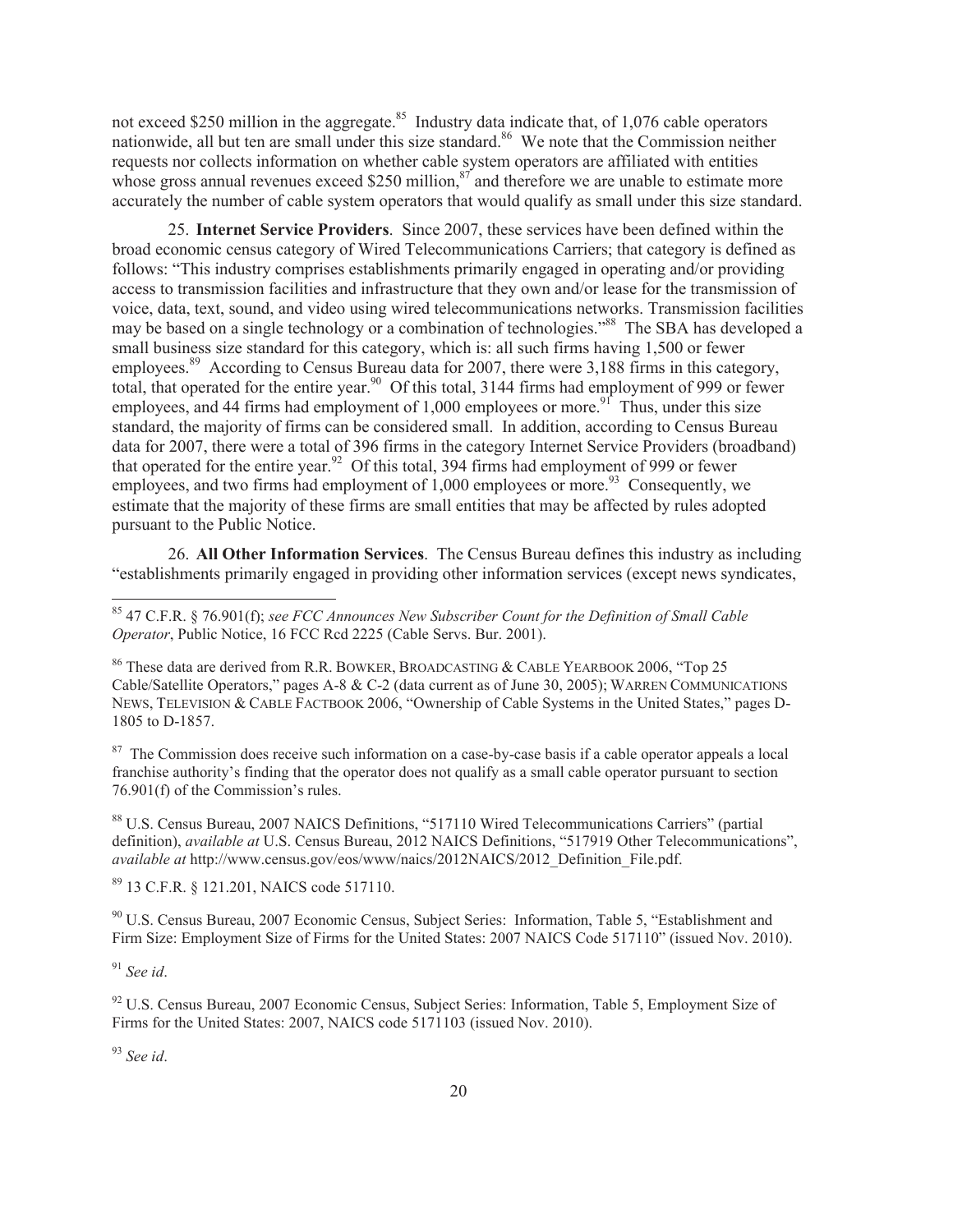not exceed $250 million in the aggregate.[85] Industry data indicate that, of 1,076 cable operators nationwide, all but ten are small under this size standard.[86] We note that the Commission neither requests nor collects information on whether cable system operators are affiliated with entities whose gross annual revenues exceed $250 million,[87] and therefore we are unable to estimate more accurately the number of cable system operators that would qualify as small under this size standard.

25. **Internet Service Providers**. Since 2007, these services have been defined within the broad economic census category of Wired Telecommunications Carriers; that category is defined as follows: "This industry comprises establishments primarily engaged in operating and/or providing access to transmission facilities and infrastructure that they own and/or lease for the transmission of voice, data, text, sound, and video using wired telecommunications networks. Transmission facilities may be based on a single technology or a combination of technologies."[88] The SBA has developed a small business size standard for this category, which is: all such firms having 1,500 or fewer employees.[89] According to Census Bureau data for 2007, there were 3,188 firms in this category, total, that operated for the entire year.[90] Of this total, 3144 firms had employment of 999 or fewer employees, and 44 firms had employment of 1,000 employees or more.[91] Thus, under this size standard, the majority of firms can be considered small. In addition, according to Census Bureau data for 2007, there were a total of 396 firms in the category Internet Service Providers (broadband) that operated for the entire year.[92] Of this total, 394 firms had employment of 999 or fewer employees, and two firms had employment of 1,000 employees or more.[93] Consequently, we estimate that the majority of these firms are small entities that may be affected by rules adopted pursuant to the Public Notice.

26. **All Other Information Services**. The Census Bureau defines this industry as including "establishments primarily engaged in providing other information services (except news syndicates,

---

[85] 47 C.F.R. § 76.901(f); *see FCC Announces New Subscriber Count for the Definition of Small Cable Operator*, Public Notice, 16 FCC Rcd 2225 (Cable Servs. Bur. 2001).

[86] These data are derived from R.R. BOWKER, BROADCASTING & CABLE YEARBOOK 2006, "Top 25 Cable/Satellite Operators," pages A-8 & C-2 (data current as of June 30, 2005); WARREN COMMUNICATIONS NEWS, TELEVISION & CABLE FACTBOOK 2006, "Ownership of Cable Systems in the United States," pages D-1805 to D-1857.

[87] The Commission does receive such information on a case-by-case basis if a cable operator appeals a local franchise authority's finding that the operator does not qualify as a small cable operator pursuant to section 76.901(f) of the Commission's rules.

[88] U.S. Census Bureau, 2007 NAICS Definitions, "517110 Wired Telecommunications Carriers" (partial definition), *available at* U.S. Census Bureau, 2012 NAICS Definitions, "517919 Other Telecommunications", *available at* http://www.census.gov/eos/www/naics/2012NAICS/2012_Definition_File.pdf.

[89] 13 C.F.R. § 121.201, NAICS code 517110.

[90] U.S. Census Bureau, 2007 Economic Census, Subject Series: Information, Table 5, "Establishment and Firm Size: Employment Size of Firms for the United States: 2007 NAICS Code 517110" (issued Nov. 2010).

[91] *See id*.

[92] U.S. Census Bureau, 2007 Economic Census, Subject Series: Information, Table 5, Employment Size of Firms for the United States: 2007, NAICS code 5171103 (issued Nov. 2010).

[93] *See id*.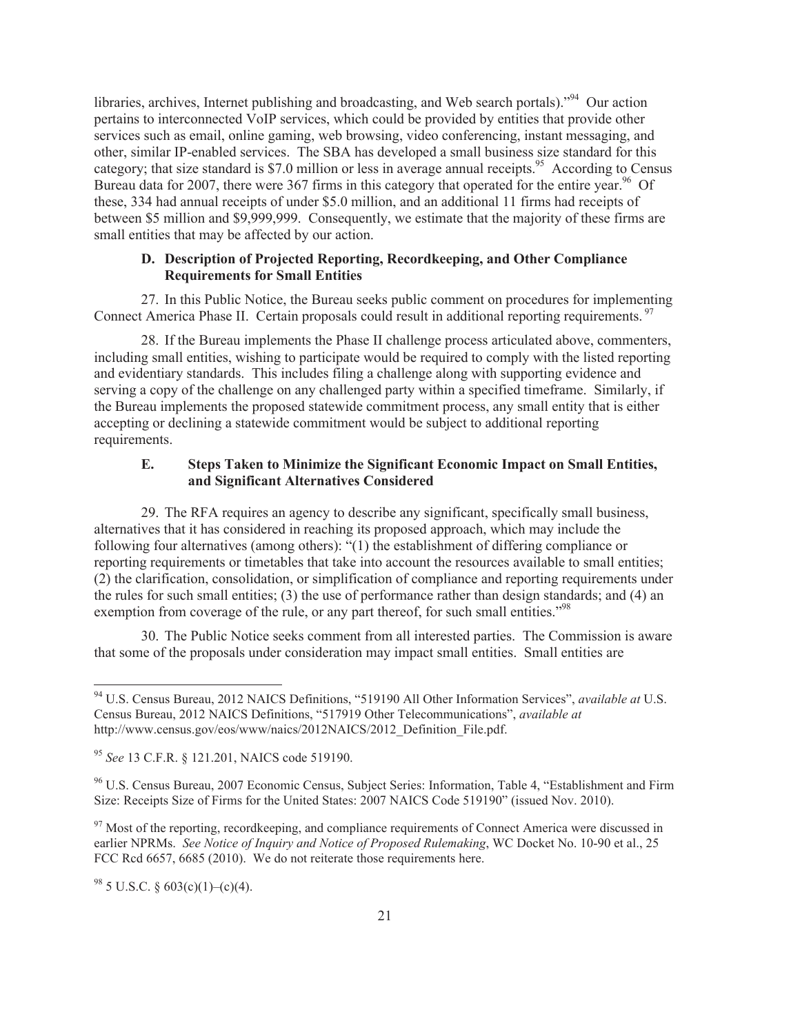libraries, archives, Internet publishing and broadcasting, and Web search portals)."[94] Our action pertains to interconnected VoIP services, which could be provided by entities that provide other services such as email, online gaming, web browsing, video conferencing, instant messaging, and other, similar IP-enabled services. The SBA has developed a small business size standard for this category; that size standard is $7.0 million or less in average annual receipts.[95] According to Census Bureau data for 2007, there were 367 firms in this category that operated for the entire year.[96] Of these, 334 had annual receipts of under $5.0 million, and an additional 11 firms had receipts of between $5 million and $9,999,999. Consequently, we estimate that the majority of these firms are small entities that may be affected by our action.

### D. Description of Projected Reporting, Recordkeeping, and Other Compliance Requirements for Small Entities

27. In this Public Notice, the Bureau seeks public comment on procedures for implementing Connect America Phase II. Certain proposals could result in additional reporting requirements.[97]

28. If the Bureau implements the Phase II challenge process articulated above, commenters, including small entities, wishing to participate would be required to comply with the listed reporting and evidentiary standards. This includes filing a challenge along with supporting evidence and serving a copy of the challenge on any challenged party within a specified timeframe. Similarly, if the Bureau implements the proposed statewide commitment process, any small entity that is either accepting or declining a statewide commitment would be subject to additional reporting requirements.

### E. Steps Taken to Minimize the Significant Economic Impact on Small Entities, and Significant Alternatives Considered

29. The RFA requires an agency to describe any significant, specifically small business, alternatives that it has considered in reaching its proposed approach, which may include the following four alternatives (among others): "(1) the establishment of differing compliance or reporting requirements or timetables that take into account the resources available to small entities; (2) the clarification, consolidation, or simplification of compliance and reporting requirements under the rules for such small entities; (3) the use of performance rather than design standards; and (4) an exemption from coverage of the rule, or any part thereof, for such small entities."[98]

30. The Public Notice seeks comment from all interested parties. The Commission is aware that some of the proposals under consideration may impact small entities. Small entities are

---

[94] U.S. Census Bureau, 2012 NAICS Definitions, "519190 All Other Information Services", *available at* U.S. Census Bureau, 2012 NAICS Definitions, "517919 Other Telecommunications", *available at* http://www.census.gov/eos/www/naics/2012NAICS/2012_Definition_File.pdf.

[95] *See* 13 C.F.R. § 121.201, NAICS code 519190.

[96] U.S. Census Bureau, 2007 Economic Census, Subject Series: Information, Table 4, "Establishment and Firm Size: Receipts Size of Firms for the United States: 2007 NAICS Code 519190" (issued Nov. 2010).

[97] Most of the reporting, recordkeeping, and compliance requirements of Connect America were discussed in earlier NPRMs. *See Notice of Inquiry and Notice of Proposed Rulemaking*, WC Docket No. 10-90 et al., 25 FCC Rcd 6657, 6685 (2010). We do not reiterate those requirements here.

[98] 5 U.S.C. § 603(c)(1)–(c)(4).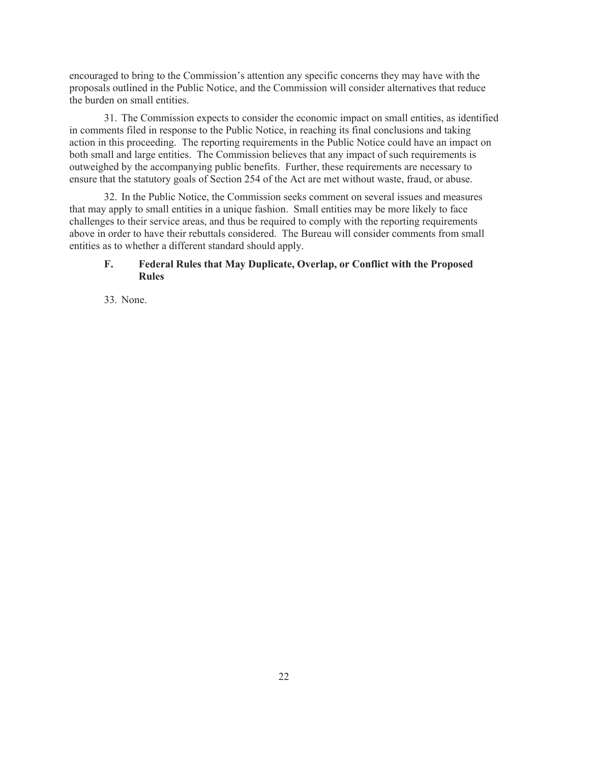encouraged to bring to the Commission's attention any specific concerns they may have with the proposals outlined in the Public Notice, and the Commission will consider alternatives that reduce the burden on small entities.

31. The Commission expects to consider the economic impact on small entities, as identified in comments filed in response to the Public Notice, in reaching its final conclusions and taking action in this proceeding. The reporting requirements in the Public Notice could have an impact on both small and large entities. The Commission believes that any impact of such requirements is outweighed by the accompanying public benefits. Further, these requirements are necessary to ensure that the statutory goals of Section 254 of the Act are met without waste, fraud, or abuse.

32. In the Public Notice, the Commission seeks comment on several issues and measures that may apply to small entities in a unique fashion. Small entities may be more likely to face challenges to their service areas, and thus be required to comply with the reporting requirements above in order to have their rebuttals considered. The Bureau will consider comments from small entities as to whether a different standard should apply.

### F. Federal Rules that May Duplicate, Overlap, or Conflict with the Proposed Rules

33. None.